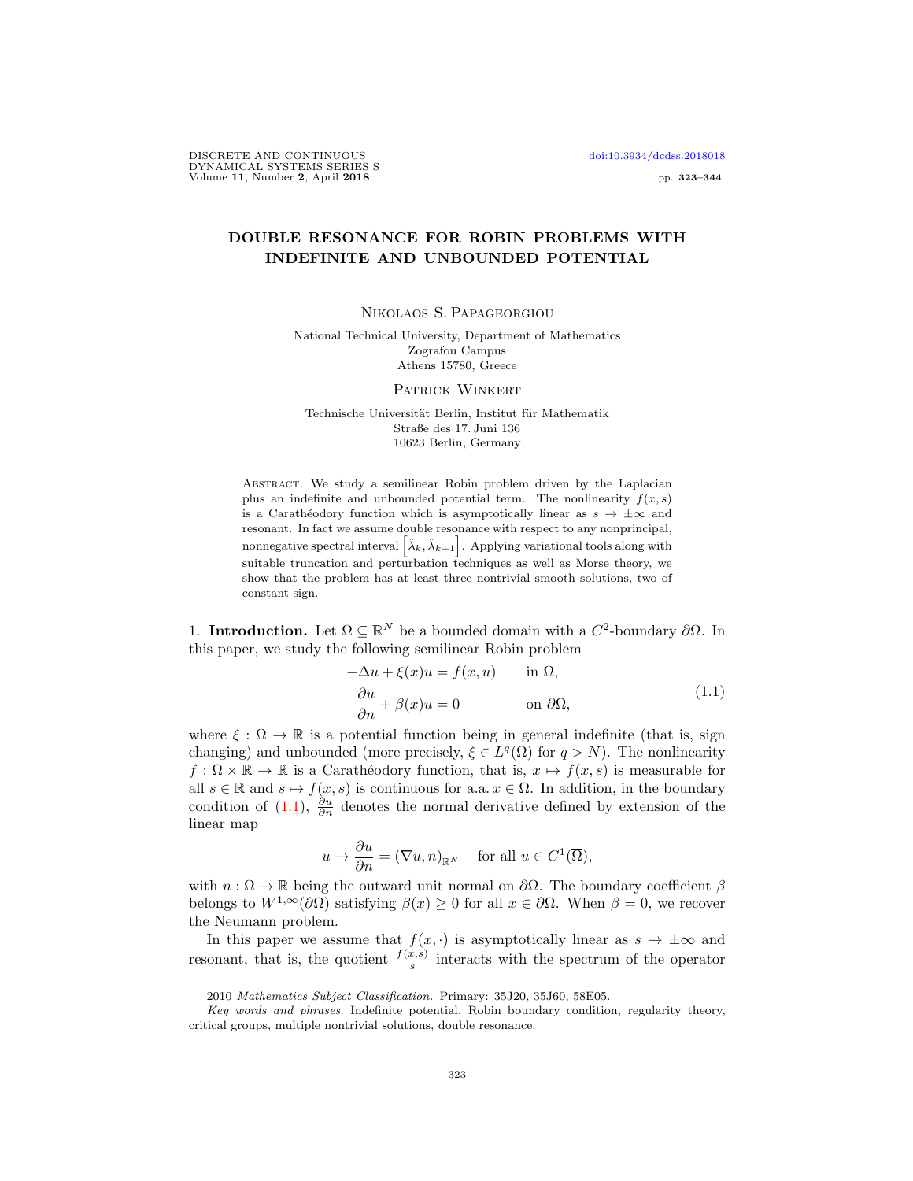# DOUBLE RESONANCE FOR ROBIN PROBLEMS WITH INDEFINITE AND UNBOUNDED POTENTIAL

Nikolaos S. Papageorgiou

National Technical University, Department of Mathematics
Zografou Campus
Athens 15780, Greece

Patrick Winkert

Technische Universität Berlin, Institut für Mathematik
Straße des 17. Juni 136
10623 Berlin, Germany

Abstract. We study a semilinear Robin problem driven by the Laplacian plus an indefinite and unbounded potential term. The nonlinearity $f(x,s)$ is a Carathéodory function which is asymptotically linear as $s \to \pm\infty$ and resonant. In fact we assume double resonance with respect to any nonprincipal, nonnegative spectral interval $\left[\hat{\lambda}_k, \hat{\lambda}_{k+1}\right]$. Applying variational tools along with suitable truncation and perturbation techniques as well as Morse theory, we show that the problem has at least three nontrivial smooth solutions, two of constant sign.

1. **Introduction.** Let $\Omega \subseteq \mathbb{R}^N$ be a bounded domain with a $C^2$-boundary $\partial\Omega$. In this paper, we study the following semilinear Robin problem

$$
\begin{aligned}
-\Delta u + \xi(x)u &= f(x,u) \qquad \text{in } \Omega,\\
\frac{\partial u}{\partial n} + \beta(x)u &= 0 \qquad \text{on } \partial\Omega,
\end{aligned}
\tag{1.1}
$$

where $\xi : \Omega \to \mathbb{R}$ is a potential function being in general indefinite (that is, sign changing) and unbounded (more precisely, $\xi \in L^q(\Omega)$ for $q > N$). The nonlinearity $f : \Omega \times \mathbb{R} \to \mathbb{R}$ is a Carathéodory function, that is, $x \mapsto f(x,s)$ is measurable for all $s \in \mathbb{R}$ and $s \mapsto f(x,s)$ is continuous for a.a. $x \in \Omega$. In addition, in the boundary condition of (1.1), $\frac{\partial u}{\partial n}$ denotes the normal derivative defined by extension of the linear map

$$
u \to \frac{\partial u}{\partial n} = (\nabla u, n)_{\mathbb{R}^N} \quad \text{ for all } u \in C^1(\overline{\Omega}),
$$

with $n : \Omega \to \mathbb{R}$ being the outward unit normal on $\partial\Omega$. The boundary coefficient $\beta$ belongs to $W^{1,\infty}(\partial\Omega)$ satisfying $\beta(x) \geq 0$ for all $x \in \partial\Omega$. When $\beta = 0$, we recover the Neumann problem.

In this paper we assume that $f(x,\cdot)$ is asymptotically linear as $s \to \pm\infty$ and resonant, that is, the quotient $\frac{f(x,s)}{s}$ interacts with the spectrum of the operator

2010 *Mathematics Subject Classification.* Primary: 35J20, 35J60, 58E05.

*Key words and phrases.* Indefinite potential, Robin boundary condition, regularity theory, critical groups, multiple nontrivial solutions, double resonance.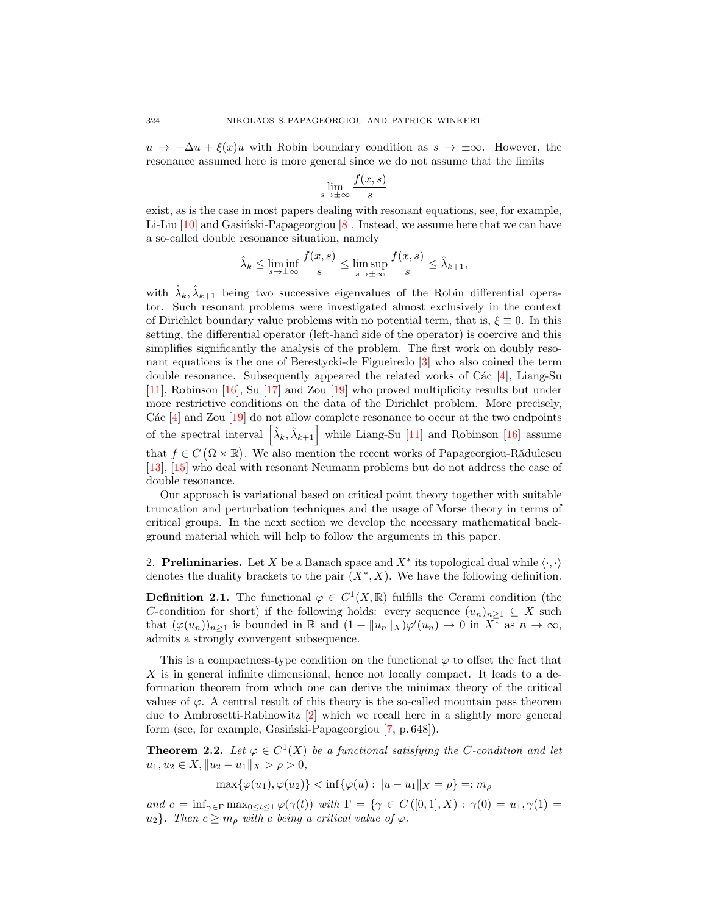$u \to -\Delta u + \xi(x)u$ with Robin boundary condition as $s \to \pm\infty$. However, the resonance assumed here is more general since we do not assume that the limits

$$\lim_{s\to\pm\infty} \frac{f(x,s)}{s}$$

exist, as is the case in most papers dealing with resonant equations, see, for example, Li-Liu [10] and Gasiński-Papageorgiou [8]. Instead, we assume here that we can have a so-called double resonance situation, namely

$$\hat{\lambda}_k \leq \liminf_{s\to\pm\infty} \frac{f(x,s)}{s} \leq \limsup_{s\to\pm\infty} \frac{f(x,s)}{s} \leq \hat{\lambda}_{k+1},$$

with $\hat{\lambda}_k, \hat{\lambda}_{k+1}$ being two successive eigenvalues of the Robin differential operator. Such resonant problems were investigated almost exclusively in the context of Dirichlet boundary value problems with no potential term, that is, $\xi \equiv 0$. In this setting, the differential operator (left-hand side of the operator) is coercive and this simplifies significantly the analysis of the problem. The first work on doubly resonant equations is the one of Berestycki-de Figueiredo [3] who also coined the term double resonance. Subsequently appeared the related works of Các [4], Liang-Su [11], Robinson [16], Su [17] and Zou [19] who proved multiplicity results but under more restrictive conditions on the data of the Dirichlet problem. More precisely, Các [4] and Zou [19] do not allow complete resonance to occur at the two endpoints of the spectral interval $\left[\hat{\lambda}_k, \hat{\lambda}_{k+1}\right]$ while Liang-Su [11] and Robinson [16] assume that $f \in C\left(\overline{\Omega} \times \mathbb{R}\right)$. We also mention the recent works of Papageorgiou-Rădulescu [13], [15] who deal with resonant Neumann problems but do not address the case of double resonance.

Our approach is variational based on critical point theory together with suitable truncation and perturbation techniques and the usage of Morse theory in terms of critical groups. In the next section we develop the necessary mathematical background material which will help to follow the arguments in this paper.

## 2. Preliminaries.

Let $X$ be a Banach space and $X^*$ its topological dual while $\langle \cdot, \cdot \rangle$ denotes the duality brackets to the pair $(X^*, X)$. We have the following definition.

**Definition 2.1.** The functional $\varphi \in C^1(X, \mathbb{R})$ fulfills the Cerami condition (the $C$-condition for short) if the following holds: every sequence $(u_n)_{n\geq 1} \subseteq X$ such that $(\varphi(u_n))_{n\geq 1}$ is bounded in $\mathbb{R}$ and $(1 + \|u_n\|_X)\varphi'(u_n) \to 0$ in $X^*$ as $n \to \infty$, admits a strongly convergent subsequence.

This is a compactness-type condition on the functional $\varphi$ to offset the fact that $X$ is in general infinite dimensional, hence not locally compact. It leads to a deformation theorem from which one can derive the minimax theory of the critical values of $\varphi$. A central result of this theory is the so-called mountain pass theorem due to Ambrosetti-Rabinowitz [2] which we recall here in a slightly more general form (see, for example, Gasiński-Papageorgiou [7, p. 648]).

**Theorem 2.2.** *Let $\varphi \in C^1(X)$ be a functional satisfying the $C$-condition and let $u_1, u_2 \in X, \|u_2 - u_1\|_X > \rho > 0$,*

$$\max\{\varphi(u_1), \varphi(u_2)\} < \inf\{\varphi(u) : \|u - u_1\|_X = \rho\} =: m_\rho$$

*and $c = \inf_{\gamma\in\Gamma} \max_{0\leq t\leq 1} \varphi(\gamma(t))$ with $\Gamma = \{\gamma \in C([0,1], X) : \gamma(0) = u_1, \gamma(1) = u_2\}$. Then $c \geq m_\rho$ with $c$ being a critical value of $\varphi$.*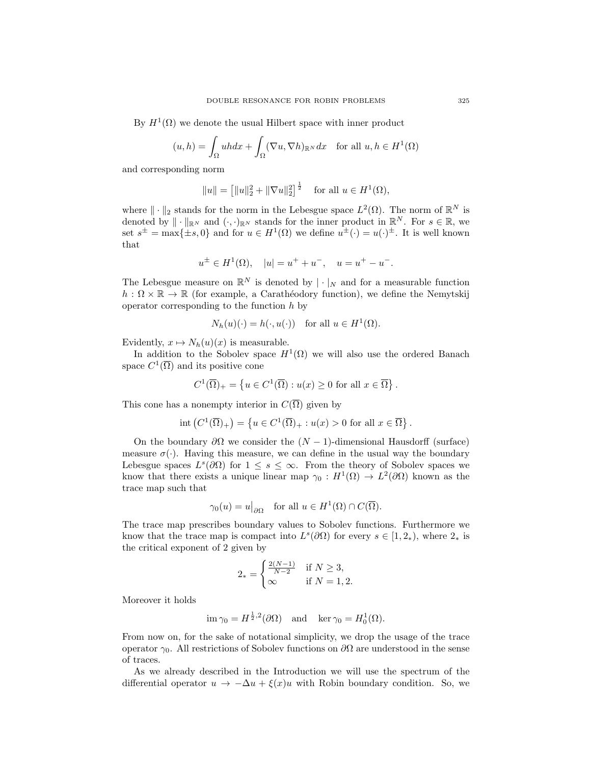By $H^1(\Omega)$ we denote the usual Hilbert space with inner product

$$(u,h) = \int_\Omega uh dx + \int_\Omega (\nabla u, \nabla h)_{\mathbb{R}^N} dx \quad \text{for all } u,h \in H^1(\Omega)$$

and corresponding norm

$$\|u\| = \left[\|u\|_2^2 + \|\nabla u\|_2^2\right]^{\frac{1}{2}} \quad \text{for all } u \in H^1(\Omega),$$

where $\|\cdot\|_2$ stands for the norm in the Lebesgue space $L^2(\Omega)$. The norm of $\mathbb{R}^N$ is denoted by $\|\cdot\|_{\mathbb{R}^N}$ and $(\cdot,\cdot)_{\mathbb{R}^N}$ stands for the inner product in $\mathbb{R}^N$. For $s \in \mathbb{R}$, we set $s^\pm = \max\{\pm s, 0\}$ and for $u \in H^1(\Omega)$ we define $u^\pm(\cdot) = u(\cdot)^\pm$. It is well known that

$$u^\pm \in H^1(\Omega), \quad |u| = u^+ + u^-, \quad u = u^+ - u^-.$$

The Lebesgue measure on $\mathbb{R}^N$ is denoted by $|\cdot|_N$ and for a measurable function $h : \Omega \times \mathbb{R} \to \mathbb{R}$ (for example, a Carathéodory function), we define the Nemytskij operator corresponding to the function $h$ by

$$N_h(u)(\cdot) = h(\cdot, u(\cdot)) \quad \text{for all } u \in H^1(\Omega).$$

Evidently, $x \mapsto N_h(u)(x)$ is measurable.

In addition to the Sobolev space $H^1(\Omega)$ we will also use the ordered Banach space $C^1(\overline{\Omega})$ and its positive cone

$$C^1(\overline{\Omega})_+ = \left\{u \in C^1(\overline{\Omega}) : u(x) \geq 0 \text{ for all } x \in \overline{\Omega}\right\}.$$

This cone has a nonempty interior in $C(\overline{\Omega})$ given by

$$\operatorname{int}\left(C^1(\overline{\Omega})_+\right) = \left\{u \in C^1(\overline{\Omega})_+ : u(x) > 0 \text{ for all } x \in \overline{\Omega}\right\}.$$

On the boundary $\partial\Omega$ we consider the $(N-1)$-dimensional Hausdorff (surface) measure $\sigma(\cdot)$. Having this measure, we can define in the usual way the boundary Lebesgue spaces $L^s(\partial\Omega)$ for $1 \leq s \leq \infty$. From the theory of Sobolev spaces we know that there exists a unique linear map $\gamma_0 : H^1(\Omega) \to L^2(\partial\Omega)$ known as the trace map such that

$$\gamma_0(u) = u\big|_{\partial\Omega} \quad \text{for all } u \in H^1(\Omega) \cap C(\overline{\Omega}).$$

The trace map prescribes boundary values to Sobolev functions. Furthermore we know that the trace map is compact into $L^s(\partial\Omega)$ for every $s \in [1, 2_*)$, where $2_*$ is the critical exponent of 2 given by

$$2_* = \begin{cases} \frac{2(N-1)}{N-2} & \text{if } N \geq 3, \\ \infty & \text{if } N = 1, 2. \end{cases}$$

Moreover it holds

$$\operatorname{im} \gamma_0 = H^{\frac{1}{2},2}(\partial\Omega) \quad \text{and} \quad \ker \gamma_0 = H^1_0(\Omega).$$

From now on, for the sake of notational simplicity, we drop the usage of the trace operator $\gamma_0$. All restrictions of Sobolev functions on $\partial\Omega$ are understood in the sense of traces.

As we already described in the Introduction we will use the spectrum of the differential operator $u \to -\Delta u + \xi(x)u$ with Robin boundary condition. So, we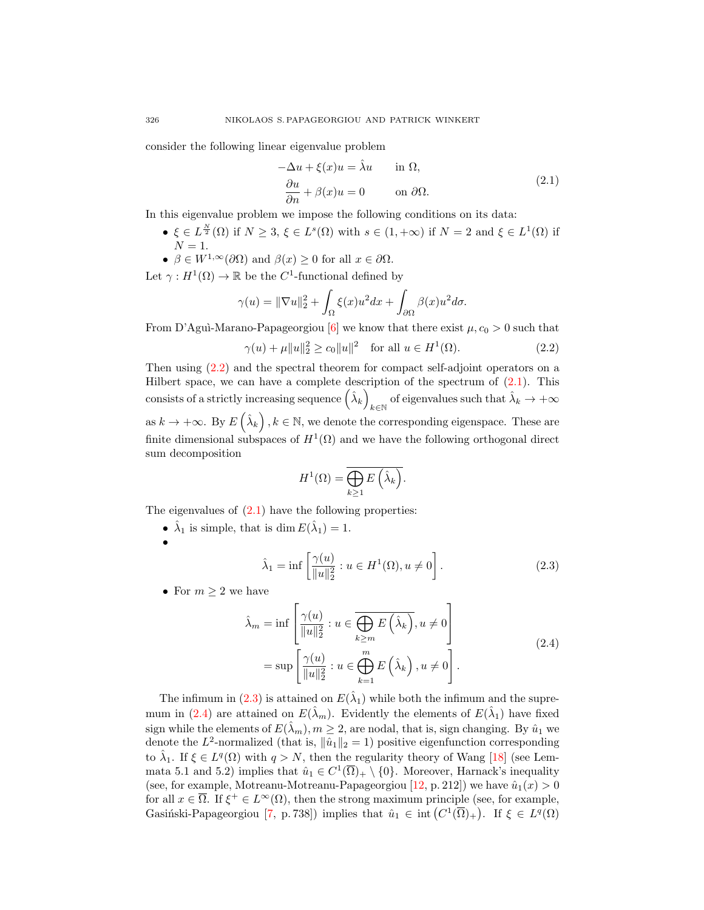consider the following linear eigenvalue problem

$$
\begin{aligned}
-\Delta u + \xi(x) u &= \hat{\lambda} u \qquad \text{in } \Omega,\\
\frac{\partial u}{\partial n} + \beta(x) u &= 0 \qquad \text{on } \partial\Omega.
\end{aligned}
\tag{2.1}
$$

In this eigenvalue problem we impose the following conditions on its data:

- $\xi \in L^{\frac{N}{2}}(\Omega)$ if $N \geq 3$, $\xi \in L^s(\Omega)$ with $s \in (1, +\infty)$ if $N = 2$ and $\xi \in L^1(\Omega)$ if $N = 1$.
- $\beta \in W^{1,\infty}(\partial\Omega)$ and $\beta(x) \geq 0$ for all $x \in \partial\Omega$.

Let $\gamma : H^1(\Omega) \to \mathbb{R}$ be the $C^1$-functional defined by

$$
\gamma(u) = \|\nabla u\|_2^2 + \int_\Omega \xi(x) u^2 dx + \int_{\partial\Omega} \beta(x) u^2 d\sigma.
$$

From D'Aguì-Marano-Papageorgiou [6] we know that there exist $\mu, c_0 > 0$ such that

$$
\gamma(u) + \mu \|u\|_2^2 \geq c_0 \|u\|^2 \quad \text{for all } u \in H^1(\Omega). \tag{2.2}
$$

Then using (2.2) and the spectral theorem for compact self-adjoint operators on a Hilbert space, we can have a complete description of the spectrum of (2.1). This consists of a strictly increasing sequence $\left(\hat{\lambda}_k\right)_{k\in\mathbb{N}}$ of eigenvalues such that $\hat{\lambda}_k \to +\infty$ as $k \to +\infty$. By $E\left(\hat{\lambda}_k\right), k \in \mathbb{N}$, we denote the corresponding eigenspace. These are finite dimensional subspaces of $H^1(\Omega)$ and we have the following orthogonal direct sum decomposition

$$
H^1(\Omega) = \overline{\bigoplus_{k\geq 1} E\left(\hat{\lambda}_k\right)}.
$$

The eigenvalues of (2.1) have the following properties:

- $\hat{\lambda}_1$ is simple, that is $\dim E(\hat{\lambda}_1) = 1$.
- $$
\hat{\lambda}_1 = \inf\left[\frac{\gamma(u)}{\|u\|_2^2} : u \in H^1(\Omega), u \neq 0\right]. \tag{2.3}
$$
- For $m \geq 2$ we have

$$
\begin{aligned}
\hat{\lambda}_m &= \inf\left[\frac{\gamma(u)}{\|u\|_2^2} : u \in \overline{\bigoplus_{k\geq m} E\left(\hat{\lambda}_k\right)}, u \neq 0\right]\\
&= \sup\left[\frac{\gamma(u)}{\|u\|_2^2} : u \in \bigoplus_{k=1}^{m} E\left(\hat{\lambda}_k\right), u \neq 0\right].
\end{aligned}
\tag{2.4}
$$

The infimum in (2.3) is attained on $E(\hat{\lambda}_1)$ while both the infimum and the supremum in (2.4) are attained on $E(\hat{\lambda}_m)$. Evidently the elements of $E(\hat{\lambda}_1)$ have fixed sign while the elements of $E(\hat{\lambda}_m), m \geq 2$, are nodal, that is, sign changing. By $\hat{u}_1$ we denote the $L^2$-normalized (that is, $\|\hat{u}_1\|_2 = 1$) positive eigenfunction corresponding to $\hat{\lambda}_1$. If $\xi \in L^q(\Omega)$ with $q > N$, then the regularity theory of Wang [18] (see Lemmata 5.1 and 5.2) implies that $\hat{u}_1 \in C^1(\overline{\Omega})_+ \setminus \{0\}$. Moreover, Harnack's inequality (see, for example, Motreanu-Motreanu-Papageorgiou [12, p. 212]) we have $\hat{u}_1(x) > 0$ for all $x \in \overline{\Omega}$. If $\xi^+ \in L^\infty(\Omega)$, then the strong maximum principle (see, for example, Gasiński-Papageorgiou [7, p. 738]) implies that $\hat{u}_1 \in \operatorname{int}\left(C^1(\overline{\Omega})_+\right)$. If $\xi \in L^q(\Omega)$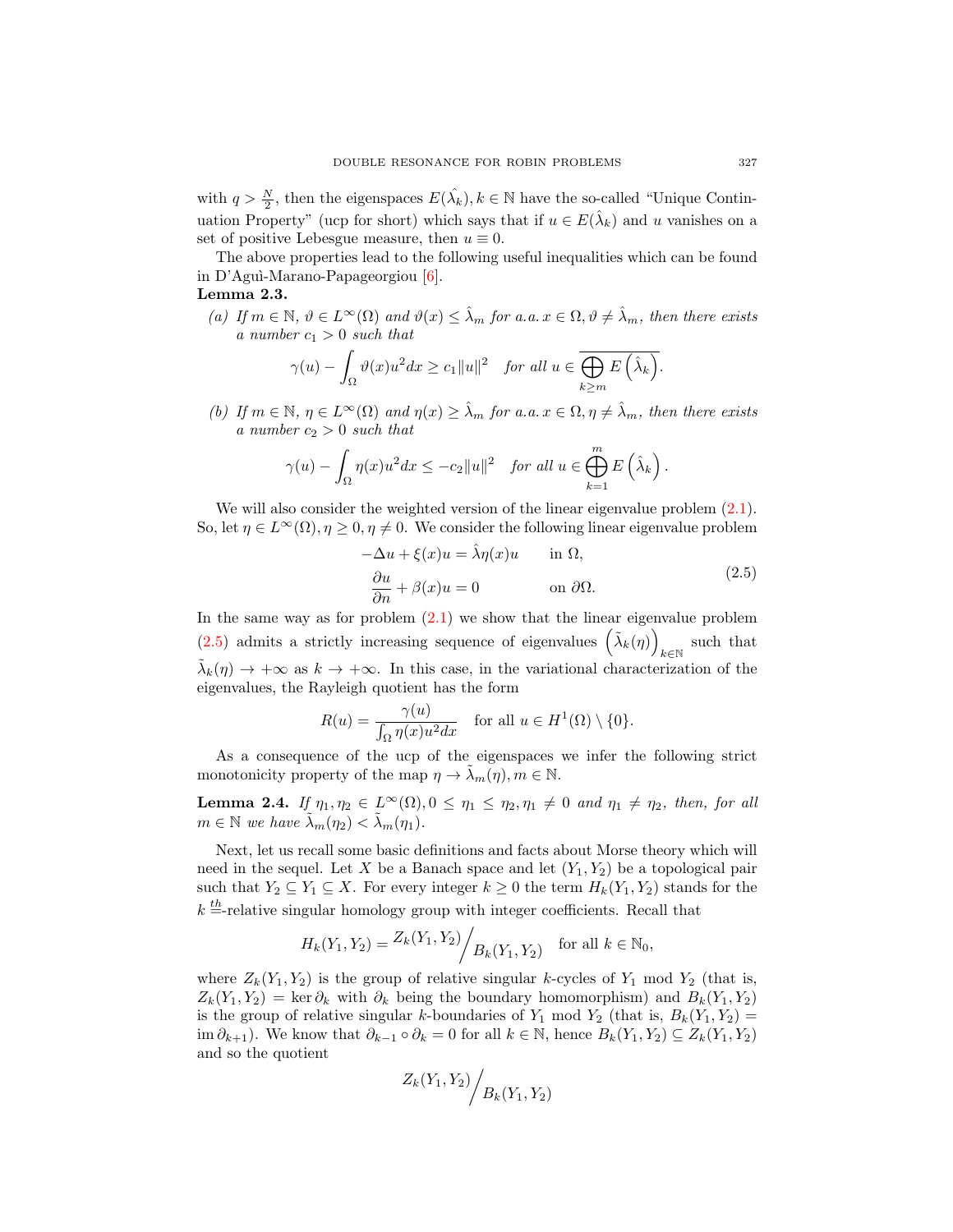with $q > \frac{N}{2}$, then the eigenspaces $E(\hat{\lambda}_k), k \in \mathbb{N}$ have the so-called "Unique Continuation Property" (ucp for short) which says that if $u \in E(\hat{\lambda}_k)$ and $u$ vanishes on a set of positive Lebesgue measure, then $u \equiv 0$.

The above properties lead to the following useful inequalities which can be found in D'Aguì-Marano-Papageorgiou [6].

**Lemma 2.3.**

*(a) If $m \in \mathbb{N}$, $\vartheta \in L^\infty(\Omega)$ and $\vartheta(x) \leq \hat{\lambda}_m$ for a.a. $x \in \Omega, \vartheta \neq \hat{\lambda}_m$, then there exists a number $c_1 > 0$ such that*

$$\gamma(u) - \int_\Omega \vartheta(x) u^2 dx \geq c_1 \|u\|^2 \quad \textit{for all } u \in \overline{\bigoplus_{k \geq m} E\left(\hat{\lambda}_k\right)}.$$

*(b) If $m \in \mathbb{N}$, $\eta \in L^\infty(\Omega)$ and $\eta(x) \geq \hat{\lambda}_m$ for a.a. $x \in \Omega, \eta \neq \hat{\lambda}_m$, then there exists a number $c_2 > 0$ such that*

$$\gamma(u) - \int_\Omega \eta(x) u^2 dx \leq -c_2 \|u\|^2 \quad \textit{for all } u \in \bigoplus_{k=1}^{m} E\left(\hat{\lambda}_k\right).$$

We will also consider the weighted version of the linear eigenvalue problem (2.1). So, let $\eta \in L^\infty(\Omega), \eta \geq 0, \eta \neq 0$. We consider the following linear eigenvalue problem

$$\begin{aligned} -\Delta u + \xi(x) u &= \hat{\lambda} \eta(x) u \qquad \text{in } \Omega, \\ \frac{\partial u}{\partial n} + \beta(x) u &= 0 \qquad \text{on } \partial\Omega. \end{aligned} \tag{2.5}$$

In the same way as for problem (2.1) we show that the linear eigenvalue problem (2.5) admits a strictly increasing sequence of eigenvalues $\left(\tilde{\lambda}_k(\eta)\right)_{k \in \mathbb{N}}$ such that $\tilde{\lambda}_k(\eta) \to +\infty$ as $k \to +\infty$. In this case, in the variational characterization of the eigenvalues, the Rayleigh quotient has the form

$$R(u) = \frac{\gamma(u)}{\int_\Omega \eta(x) u^2 dx} \quad \text{for all } u \in H^1(\Omega) \setminus \{0\}.$$

As a consequence of the ucp of the eigenspaces we infer the following strict monotonicity property of the map $\eta \to \tilde{\lambda}_m(\eta), m \in \mathbb{N}$.

**Lemma 2.4.** *If $\eta_1, \eta_2 \in L^\infty(\Omega), 0 \leq \eta_1 \leq \eta_2, \eta_1 \neq 0$ and $\eta_1 \neq \eta_2$, then, for all $m \in \mathbb{N}$ we have $\tilde{\lambda}_m(\eta_2) < \tilde{\lambda}_m(\eta_1)$.*

Next, let us recall some basic definitions and facts about Morse theory which will need in the sequel. Let $X$ be a Banach space and let $(Y_1, Y_2)$ be a topological pair such that $Y_2 \subseteq Y_1 \subseteq X$. For every integer $k \geq 0$ the term $H_k(Y_1, Y_2)$ stands for the $k^{\underline{th}}$-relative singular homology group with integer coefficients. Recall that

$$H_k(Y_1, Y_2) = Z_k(Y_1, Y_2) \Big/ B_k(Y_1, Y_2) \quad \text{for all } k \in \mathbb{N}_0,$$

where $Z_k(Y_1, Y_2)$ is the group of relative singular $k$-cycles of $Y_1$ mod $Y_2$ (that is, $Z_k(Y_1, Y_2) = \ker \partial_k$ with $\partial_k$ being the boundary homomorphism) and $B_k(Y_1, Y_2)$ is the group of relative singular $k$-boundaries of $Y_1$ mod $Y_2$ (that is, $B_k(Y_1, Y_2) = \operatorname{im} \partial_{k+1}$). We know that $\partial_{k-1} \circ \partial_k = 0$ for all $k \in \mathbb{N}$, hence $B_k(Y_1, Y_2) \subseteq Z_k(Y_1, Y_2)$ and so the quotient

$$Z_k(Y_1, Y_2) \Big/ B_k(Y_1, Y_2)$$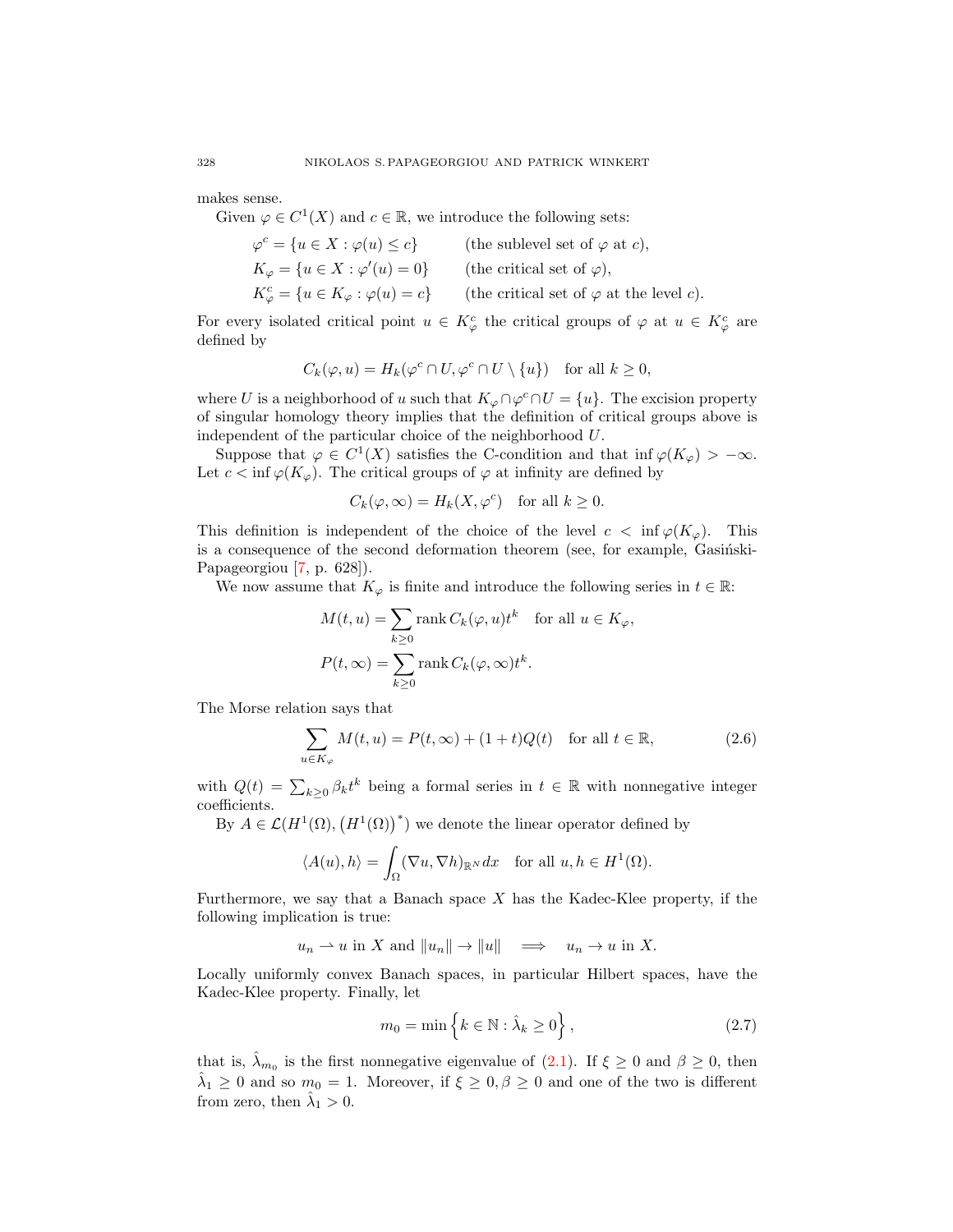makes sense.

Given $\varphi \in C^1(X)$ and $c \in \mathbb{R}$, we introduce the following sets:

$$
\begin{aligned}
\varphi^c &= \{u \in X : \varphi(u) \leq c\} && \text{(the sublevel set of } \varphi \text{ at } c),\\
K_\varphi &= \{u \in X : \varphi'(u) = 0\} && \text{(the critical set of } \varphi),\\
K_\varphi^c &= \{u \in K_\varphi : \varphi(u) = c\} && \text{(the critical set of } \varphi \text{ at the level } c).
\end{aligned}
$$

For every isolated critical point $u \in K_\varphi^c$ the critical groups of $\varphi$ at $u \in K_\varphi^c$ are defined by

$$
C_k(\varphi, u) = H_k(\varphi^c \cap U, \varphi^c \cap U \setminus \{u\}) \quad \text{for all } k \geq 0,
$$

where $U$ is a neighborhood of $u$ such that $K_\varphi \cap \varphi^c \cap U = \{u\}$. The excision property of singular homology theory implies that the definition of critical groups above is independent of the particular choice of the neighborhood $U$.

Suppose that $\varphi \in C^1(X)$ satisfies the C-condition and that $\inf \varphi(K_\varphi) > -\infty$. Let $c < \inf \varphi(K_\varphi)$. The critical groups of $\varphi$ at infinity are defined by

$$
C_k(\varphi, \infty) = H_k(X, \varphi^c) \quad \text{for all } k \geq 0.
$$

This definition is independent of the choice of the level $c < \inf \varphi(K_\varphi)$. This is a consequence of the second deformation theorem (see, for example, Gasiński-Papageorgiou [7, p. 628]).

We now assume that $K_\varphi$ is finite and introduce the following series in $t \in \mathbb{R}$:

$$
\begin{aligned}
M(t, u) &= \sum_{k \geq 0} \operatorname{rank} C_k(\varphi, u) t^k \quad \text{for all } u \in K_\varphi,\\
P(t, \infty) &= \sum_{k \geq 0} \operatorname{rank} C_k(\varphi, \infty) t^k.
\end{aligned}
$$

The Morse relation says that

$$
\sum_{u \in K_\varphi} M(t, u) = P(t, \infty) + (1 + t) Q(t) \quad \text{for all } t \in \mathbb{R}, \tag{2.6}
$$

with $Q(t) = \sum_{k \geq 0} \beta_k t^k$ being a formal series in $t \in \mathbb{R}$ with nonnegative integer coefficients.

By $A \in \mathcal{L}(H^1(\Omega), (H^1(\Omega))^*)$ we denote the linear operator defined by

$$
\langle A(u), h \rangle = \int_\Omega (\nabla u, \nabla h)_{\mathbb{R}^N} dx \quad \text{for all } u, h \in H^1(\Omega).
$$

Furthermore, we say that a Banach space $X$ has the Kadec-Klee property, if the following implication is true:

$$
u_n \rightharpoonup u \text{ in } X \text{ and } \|u_n\| \to \|u\| \quad \Longrightarrow \quad u_n \to u \text{ in } X.
$$

Locally uniformly convex Banach spaces, in particular Hilbert spaces, have the Kadec-Klee property. Finally, let

$$
m_0 = \min \left\{ k \in \mathbb{N} : \hat{\lambda}_k \geq 0 \right\}, \tag{2.7}
$$

that is, $\hat{\lambda}_{m_0}$ is the first nonnegative eigenvalue of (2.1). If $\xi \geq 0$ and $\beta \geq 0$, then $\hat{\lambda}_1 \geq 0$ and so $m_0 = 1$. Moreover, if $\xi \geq 0, \beta \geq 0$ and one of the two is different from zero, then $\hat{\lambda}_1 > 0$.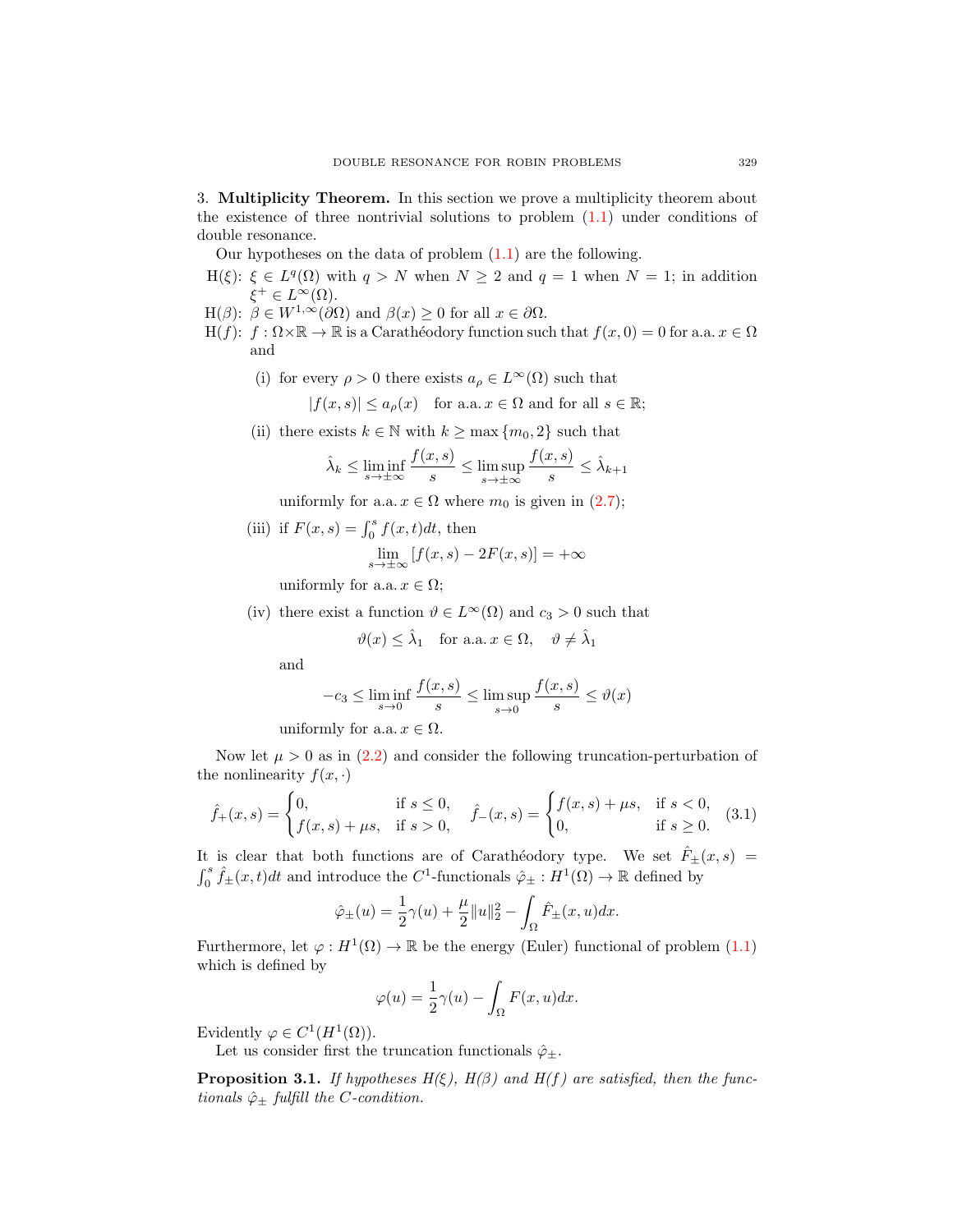3. **Multiplicity Theorem.** In this section we prove a multiplicity theorem about the existence of three nontrivial solutions to problem (1.1) under conditions of double resonance.

Our hypotheses on the data of problem (1.1) are the following.

- H($\xi$): $\xi \in L^q(\Omega)$ with $q > N$ when $N \geq 2$ and $q = 1$ when $N = 1$; in addition $\xi^+ \in L^\infty(\Omega)$.
- H($\beta$): $\beta \in W^{1,\infty}(\partial\Omega)$ and $\beta(x) \geq 0$ for all $x \in \partial\Omega$.
- H($f$): $f : \Omega \times \mathbb{R} \to \mathbb{R}$ is a Carathéodory function such that $f(x, 0) = 0$ for a.a. $x \in \Omega$ and
  - (i) for every $\rho > 0$ there exists $a_\rho \in L^\infty(\Omega)$ such that
  $$|f(x, s)| \leq a_\rho(x) \quad \text{for a.a. } x \in \Omega \text{ and for all } s \in \mathbb{R};$$
  - (ii) there exists $k \in \mathbb{N}$ with $k \geq \max\{m_0, 2\}$ such that
  $$\hat{\lambda}_k \leq \liminf_{s \to \pm\infty} \frac{f(x, s)}{s} \leq \limsup_{s \to \pm\infty} \frac{f(x, s)}{s} \leq \hat{\lambda}_{k+1}$$
  uniformly for a.a. $x \in \Omega$ where $m_0$ is given in (2.7);
  - (iii) if $F(x, s) = \int_0^s f(x, t)dt$, then
  $$\lim_{s \to \pm\infty} [f(x, s) - 2F(x, s)] = +\infty$$
  uniformly for a.a. $x \in \Omega$;
  - (iv) there exist a function $\vartheta \in L^\infty(\Omega)$ and $c_3 > 0$ such that
  $$\vartheta(x) \leq \hat{\lambda}_1 \quad \text{for a.a. } x \in \Omega, \quad \vartheta \neq \hat{\lambda}_1$$
  and
  $$-c_3 \leq \liminf_{s \to 0} \frac{f(x, s)}{s} \leq \limsup_{s \to 0} \frac{f(x, s)}{s} \leq \vartheta(x)$$
  uniformly for a.a. $x \in \Omega$.

Now let $\mu > 0$ as in (2.2) and consider the following truncation-perturbation of the nonlinearity $f(x, \cdot)$

$$\hat{f}_+(x, s) = \begin{cases} 0, & \text{if } s \leq 0, \\ f(x, s) + \mu s, & \text{if } s > 0, \end{cases} \quad \hat{f}_-(x, s) = \begin{cases} f(x, s) + \mu s, & \text{if } s < 0, \\ 0, & \text{if } s \geq 0. \end{cases} \tag{3.1}$$

It is clear that both functions are of Carathéodory type. We set $\hat{F}_\pm(x, s) = \int_0^s \hat{f}_\pm(x, t)dt$ and introduce the $C^1$-functionals $\hat{\varphi}_\pm : H^1(\Omega) \to \mathbb{R}$ defined by

$$\hat{\varphi}_\pm(u) = \frac{1}{2}\gamma(u) + \frac{\mu}{2}\|u\|_2^2 - \int_\Omega \hat{F}_\pm(x, u)dx.$$

Furthermore, let $\varphi : H^1(\Omega) \to \mathbb{R}$ be the energy (Euler) functional of problem (1.1) which is defined by

$$\varphi(u) = \frac{1}{2}\gamma(u) - \int_\Omega F(x, u)dx.$$

Evidently $\varphi \in C^1(H^1(\Omega))$.

Let us consider first the truncation functionals $\hat{\varphi}_\pm$.

**Proposition 3.1.** *If hypotheses H($\xi$), H($\beta$) and H($f$) are satisfied, then the functionals $\hat{\varphi}_\pm$ fulfill the C-condition.*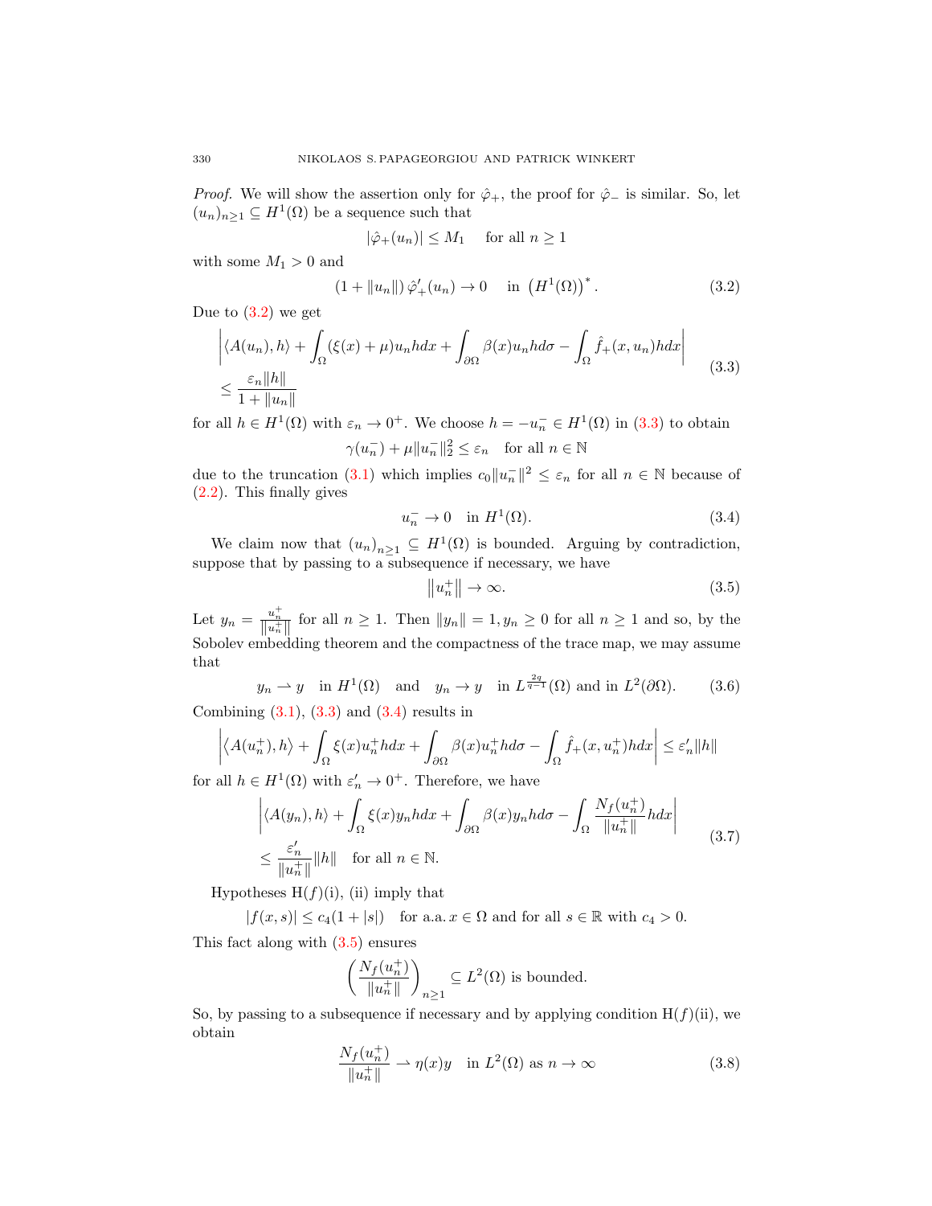*Proof.* We will show the assertion only for $\hat{\varphi}_+$, the proof for $\hat{\varphi}_-$ is similar. So, let $(u_n)_{n\geq 1} \subseteq H^1(\Omega)$ be a sequence such that

$$|\hat{\varphi}_+(u_n)| \leq M_1 \quad \text{for all } n \geq 1$$

with some $M_1 > 0$ and

$$(1 + \|u_n\|)\, \hat{\varphi}_+'(u_n) \to 0 \quad \text{in } \left(H^1(\Omega)\right)^*. \tag{3.2}$$

Due to (3.2) we get

$$\begin{aligned}
&\left| \langle A(u_n), h\rangle + \int_\Omega (\xi(x) + \mu) u_n h dx + \int_{\partial\Omega} \beta(x) u_n h d\sigma - \int_\Omega \hat{f}_+(x, u_n) h dx \right| \\
&\leq \frac{\varepsilon_n \|h\|}{1 + \|u_n\|}
\end{aligned} \tag{3.3}$$

for all $h \in H^1(\Omega)$ with $\varepsilon_n \to 0^+$. We choose $h = -u_n^- \in H^1(\Omega)$ in (3.3) to obtain

$$\gamma(u_n^-) + \mu \|u_n^-\|_2^2 \leq \varepsilon_n \quad \text{for all } n \in \mathbb{N}$$

due to the truncation (3.1) which implies $c_0\|u_n^-\|^2 \leq \varepsilon_n$ for all $n \in \mathbb{N}$ because of (2.2). This finally gives

$$u_n^- \to 0 \quad \text{in } H^1(\Omega). \tag{3.4}$$

We claim now that $(u_n)_{n\geq 1} \subseteq H^1(\Omega)$ is bounded. Arguing by contradiction, suppose that by passing to a subsequence if necessary, we have

$$\left\|u_n^+\right\| \to \infty. \tag{3.5}$$

Let $y_n = \frac{u_n^+}{\|u_n^+\|}$ for all $n \geq 1$. Then $\|y_n\| = 1, y_n \geq 0$ for all $n \geq 1$ and so, by the Sobolev embedding theorem and the compactness of the trace map, we may assume that

$$y_n \rightharpoonup y \quad \text{in } H^1(\Omega) \quad \text{and} \quad y_n \to y \quad \text{in } L^{\frac{2q}{q-1}}(\Omega) \text{ and in } L^2(\partial\Omega). \tag{3.6}$$

Combining (3.1), (3.3) and (3.4) results in

$$\left| \langle A(u_n^+), h\rangle + \int_\Omega \xi(x) u_n^+ h dx + \int_{\partial\Omega} \beta(x) u_n^+ h d\sigma - \int_\Omega \hat{f}_+(x, u_n^+) h dx \right| \leq \varepsilon_n' \|h\|$$

for all $h \in H^1(\Omega)$ with $\varepsilon_n' \to 0^+$. Therefore, we have

$$\begin{aligned}
&\left| \langle A(y_n), h\rangle + \int_\Omega \xi(x) y_n h dx + \int_{\partial\Omega} \beta(x) y_n h d\sigma - \int_\Omega \frac{N_f(u_n^+)}{\|u_n^+\|} h dx \right| \\
&\leq \frac{\varepsilon_n'}{\|u_n^+\|}\|h\| \quad \text{for all } n \in \mathbb{N}.
\end{aligned} \tag{3.7}$$

Hypotheses H$(f)$(i), (ii) imply that

$$|f(x,s)| \leq c_4(1 + |s|) \quad \text{for a.a. } x \in \Omega \text{ and for all } s \in \mathbb{R} \text{ with } c_4 > 0.$$

This fact along with (3.5) ensures

$$\left( \frac{N_f(u_n^+)}{\|u_n^+\|} \right)_{n\geq 1} \subseteq L^2(\Omega) \text{ is bounded.}$$

So, by passing to a subsequence if necessary and by applying condition H$(f)$(ii), we obtain

$$\frac{N_f(u_n^+)}{\|u_n^+\|} \rightharpoonup \eta(x) y \quad \text{in } L^2(\Omega) \text{ as } n \to \infty \tag{3.8}$$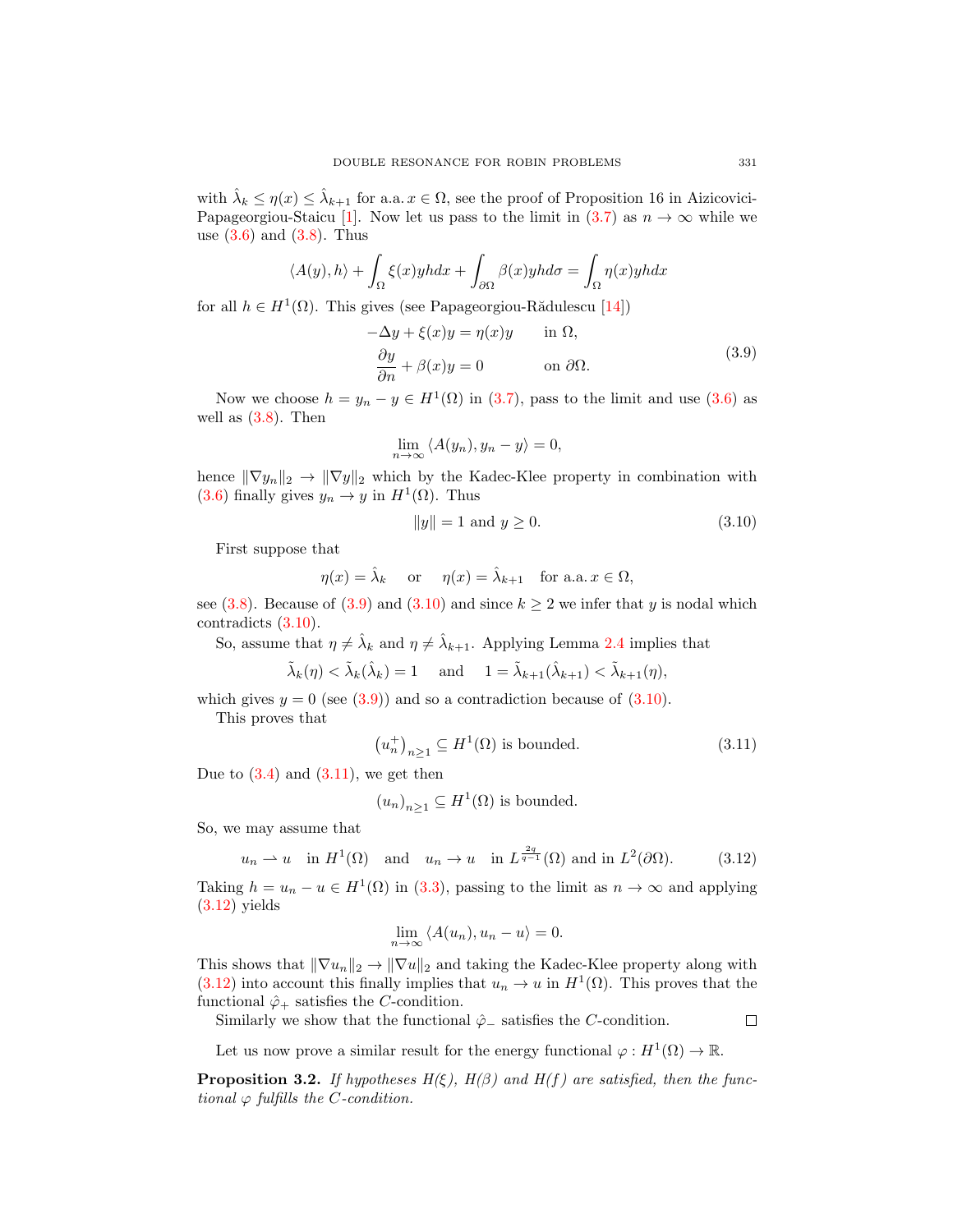with $\hat{\lambda}_k \leq \eta(x) \leq \hat{\lambda}_{k+1}$ for a.a. $x \in \Omega$, see the proof of Proposition 16 in Aizicovici-Papageorgiou-Staicu [1]. Now let us pass to the limit in (3.7) as $n \to \infty$ while we use (3.6) and (3.8). Thus

$$\langle A(y), h\rangle + \int_\Omega \xi(x) y h dx + \int_{\partial\Omega} \beta(x) y h d\sigma = \int_\Omega \eta(x) y h dx$$

for all $h \in H^1(\Omega)$. This gives (see Papageorgiou-Rădulescu [14])

$$\begin{aligned} -\Delta y + \xi(x) y &= \eta(x) y \qquad \text{in } \Omega, \\ \frac{\partial y}{\partial n} + \beta(x) y &= 0 \qquad \text{on } \partial\Omega. \end{aligned} \tag{3.9}$$

Now we choose $h = y_n - y \in H^1(\Omega)$ in (3.7), pass to the limit and use (3.6) as well as (3.8). Then

$$\lim_{n\to\infty} \langle A(y_n), y_n - y\rangle = 0,$$

hence $\|\nabla y_n\|_2 \to \|\nabla y\|_2$ which by the Kadec-Klee property in combination with (3.6) finally gives $y_n \to y$ in $H^1(\Omega)$. Thus

$$\|y\| = 1 \text{ and } y \geq 0. \tag{3.10}$$

First suppose that

$$\eta(x) = \hat{\lambda}_k \quad \text{or} \quad \eta(x) = \hat{\lambda}_{k+1} \quad \text{for a.a. } x \in \Omega,$$

see (3.8). Because of (3.9) and (3.10) and since $k \geq 2$ we infer that $y$ is nodal which contradicts (3.10).

So, assume that $\eta \neq \hat{\lambda}_k$ and $\eta \neq \hat{\lambda}_{k+1}$. Applying Lemma 2.4 implies that

$$\tilde{\lambda}_k(\eta) < \tilde{\lambda}_k(\hat{\lambda}_k) = 1 \quad \text{and} \quad 1 = \tilde{\lambda}_{k+1}(\hat{\lambda}_{k+1}) < \tilde{\lambda}_{k+1}(\eta),$$

which gives $y = 0$ (see (3.9)) and so a contradiction because of (3.10).

This proves that

$$\left(u_n^+\right)_{n\geq 1} \subseteq H^1(\Omega) \text{ is bounded.} \tag{3.11}$$

Due to (3.4) and (3.11), we get then

$$\left(u_n\right)_{n\geq 1} \subseteq H^1(\Omega) \text{ is bounded.}$$

So, we may assume that

$$u_n \rightharpoonup u \quad \text{in } H^1(\Omega) \quad \text{and} \quad u_n \to u \quad \text{in } L^{\frac{2q}{q-1}}(\Omega) \text{ and in } L^2(\partial\Omega). \tag{3.12}$$

Taking $h = u_n - u \in H^1(\Omega)$ in (3.3), passing to the limit as $n \to \infty$ and applying (3.12) yields

$$\lim_{n\to\infty} \langle A(u_n), u_n - u\rangle = 0.$$

This shows that $\|\nabla u_n\|_2 \to \|\nabla u\|_2$ and taking the Kadec-Klee property along with (3.12) into account this finally implies that $u_n \to u$ in $H^1(\Omega)$. This proves that the functional $\hat{\varphi}_+$ satisfies the $C$-condition.

Similarly we show that the functional $\hat{\varphi}_-$ satisfies the $C$-condition. ∎

Let us now prove a similar result for the energy functional $\varphi : H^1(\Omega) \to \mathbb{R}$.

**Proposition 3.2.** *If hypotheses $H(\xi)$, $H(\beta)$ and $H(f)$ are satisfied, then the functional $\varphi$ fulfills the $C$-condition.*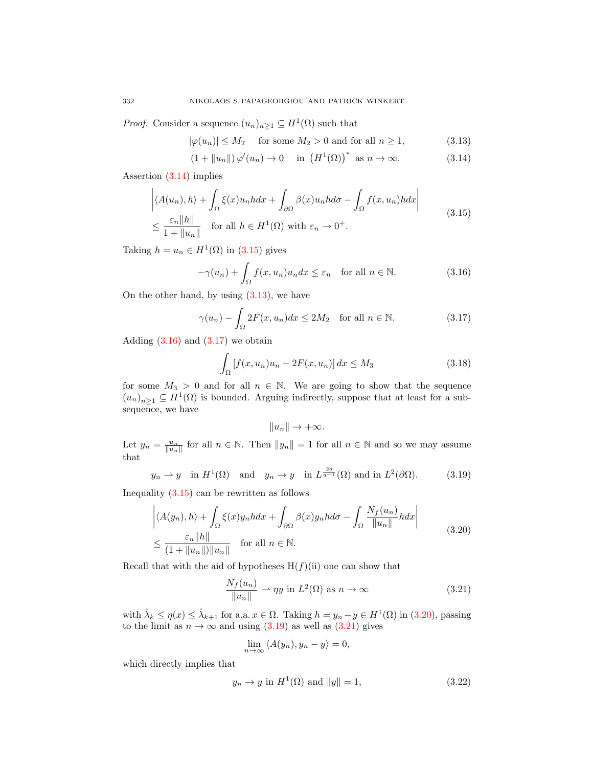*Proof.* Consider a sequence $(u_n)_{n\geq 1} \subseteq H^1(\Omega)$ such that

$$|\varphi(u_n)| \leq M_2 \quad \text{for some } M_2 > 0 \text{ and for all } n \geq 1, \tag{3.13}$$

$$(1+\|u_n\|)\,\varphi'(u_n) \to 0 \quad \text{in } \left(H^1(\Omega)\right)^* \text{ as } n \to \infty. \tag{3.14}$$

Assertion (3.14) implies

$$\begin{aligned}
&\left|\langle A(u_n), h\rangle + \int_\Omega \xi(x) u_n h dx + \int_{\partial\Omega} \beta(x) u_n h d\sigma - \int_\Omega f(x,u_n) h dx\right| \\
&\leq \frac{\varepsilon_n \|h\|}{1+\|u_n\|} \quad \text{for all } h \in H^1(\Omega) \text{ with } \varepsilon_n \to 0^+.
\end{aligned} \tag{3.15}$$

Taking $h = u_n \in H^1(\Omega)$ in (3.15) gives

$$-\gamma(u_n) + \int_\Omega f(x,u_n) u_n dx \leq \varepsilon_n \quad \text{for all } n \in \mathbb{N}. \tag{3.16}$$

On the other hand, by using (3.13), we have

$$\gamma(u_n) - \int_\Omega 2F(x,u_n) dx \leq 2M_2 \quad \text{for all } n \in \mathbb{N}. \tag{3.17}$$

Adding (3.16) and (3.17) we obtain

$$\int_\Omega \left[f(x,u_n)u_n - 2F(x,u_n)\right] dx \leq M_3 \tag{3.18}$$

for some $M_3 > 0$ and for all $n \in \mathbb{N}$. We are going to show that the sequence $(u_n)_{n\geq 1} \subseteq H^1(\Omega)$ is bounded. Arguing indirectly, suppose that at least for a subsequence, we have

$$\|u_n\| \to +\infty.$$

Let $y_n = \frac{u_n}{\|u_n\|}$ for all $n \in \mathbb{N}$. Then $\|y_n\| = 1$ for all $n \in \mathbb{N}$ and so we may assume that

$$y_n \rightharpoonup y \quad \text{in } H^1(\Omega) \quad \text{and} \quad y_n \to y \quad \text{in } L^{\frac{2q}{q-1}}(\Omega) \text{ and in } L^2(\partial\Omega). \tag{3.19}$$

Inequality (3.15) can be rewritten as follows

$$\begin{aligned}
&\left|\langle A(y_n), h\rangle + \int_\Omega \xi(x) y_n h dx + \int_{\partial\Omega} \beta(x) y_n h d\sigma - \int_\Omega \frac{N_f(u_n)}{\|u_n\|} h dx\right| \\
&\leq \frac{\varepsilon_n \|h\|}{(1+\|u_n\|)\|u_n\|} \quad \text{for all } n \in \mathbb{N}.
\end{aligned} \tag{3.20}$$

Recall that with the aid of hypotheses H$(f)$(ii) one can show that

$$\frac{N_f(u_n)}{\|u_n\|} \rightharpoonup \eta y \text{ in } L^2(\Omega) \text{ as } n \to \infty \tag{3.21}$$

with $\hat{\lambda}_k \leq \eta(x) \leq \hat{\lambda}_{k+1}$ for a.a. $x \in \Omega$. Taking $h = y_n - y \in H^1(\Omega)$ in (3.20), passing to the limit as $n \to \infty$ and using (3.19) as well as (3.21) gives

$$\lim_{n\to\infty} \langle A(y_n), y_n - y\rangle = 0,$$

which directly implies that

$$y_n \to y \text{ in } H^1(\Omega) \text{ and } \|y\| = 1, \tag{3.22}$$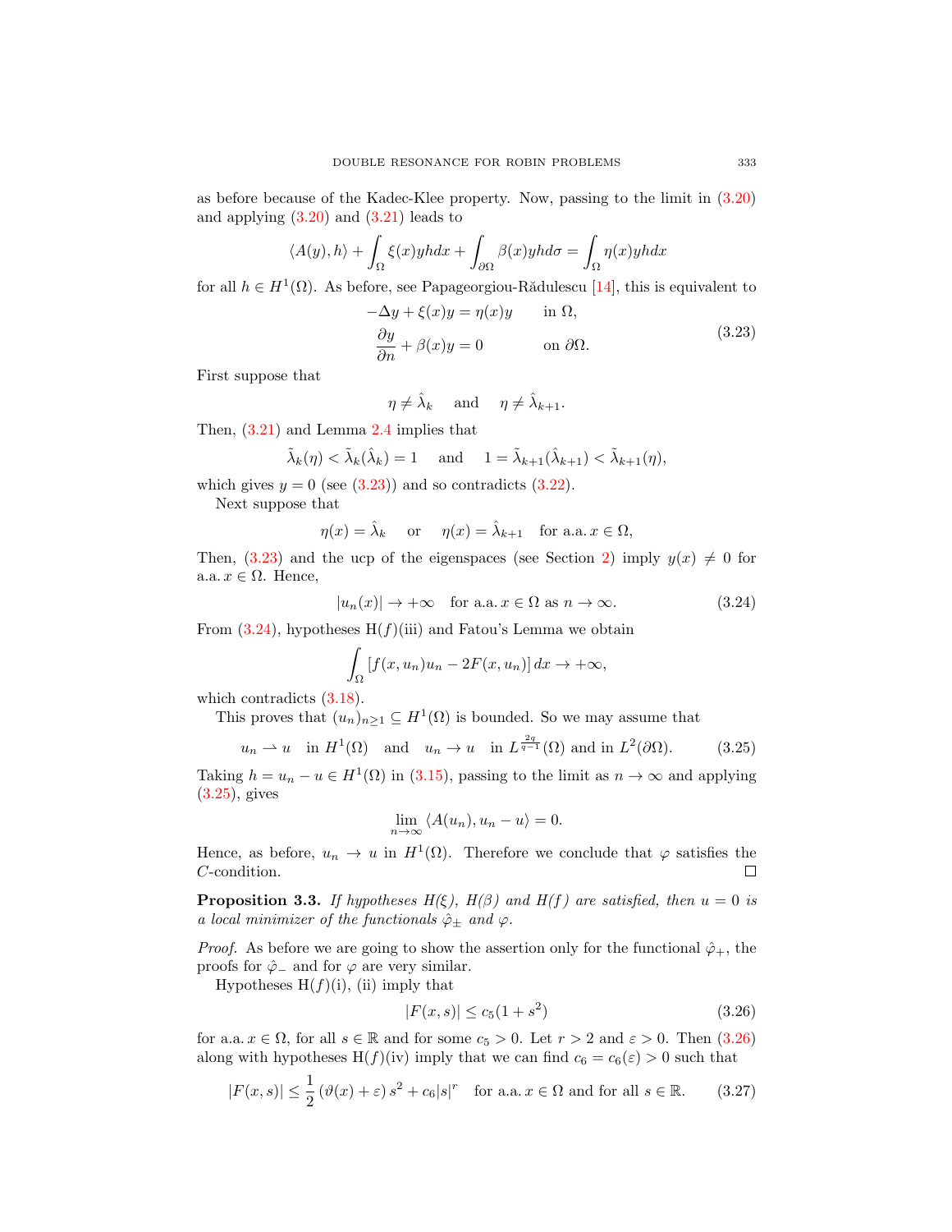as before because of the Kadec-Klee property. Now, passing to the limit in (3.20) and applying (3.20) and (3.21) leads to

$$\langle A(y), h\rangle + \int_\Omega \xi(x) y h dx + \int_{\partial\Omega} \beta(x) y h d\sigma = \int_\Omega \eta(x) y h dx$$

for all $h \in H^1(\Omega)$. As before, see Papageorgiou-Rădulescu [14], this is equivalent to

$$\begin{aligned} -\Delta y + \xi(x) y &= \eta(x) y \qquad \text{in } \Omega, \\ \frac{\partial y}{\partial n} + \beta(x) y &= 0 \qquad \text{on } \partial\Omega. \end{aligned} \tag{3.23}$$

First suppose that

$$\eta \neq \hat{\lambda}_k \quad \text{and} \quad \eta \neq \hat{\lambda}_{k+1}.$$

Then, (3.21) and Lemma 2.4 implies that

$$\tilde{\lambda}_k(\eta) < \tilde{\lambda}_k(\hat{\lambda}_k) = 1 \quad \text{and} \quad 1 = \tilde{\lambda}_{k+1}(\hat{\lambda}_{k+1}) < \tilde{\lambda}_{k+1}(\eta),$$

which gives $y = 0$ (see (3.23)) and so contradicts (3.22).

Next suppose that

$$\eta(x) = \hat{\lambda}_k \quad \text{or} \quad \eta(x) = \hat{\lambda}_{k+1} \quad \text{for a.a. } x \in \Omega,$$

Then, (3.23) and the ucp of the eigenspaces (see Section 2) imply $y(x) \neq 0$ for a.a. $x \in \Omega$. Hence,

$$|u_n(x)| \to +\infty \quad \text{for a.a. } x \in \Omega \text{ as } n \to \infty. \tag{3.24}$$

From (3.24), hypotheses H$(f)$(iii) and Fatou's Lemma we obtain

$$\int_\Omega [f(x, u_n) u_n - 2F(x, u_n)]\, dx \to +\infty,$$

which contradicts (3.18).

This proves that $(u_n)_{n\geq 1} \subseteq H^1(\Omega)$ is bounded. So we may assume that

$$u_n \rightharpoonup u \quad \text{in } H^1(\Omega) \quad \text{and} \quad u_n \to u \quad \text{in } L^{\frac{2q}{q-1}}(\Omega) \text{ and in } L^2(\partial\Omega). \tag{3.25}$$

Taking $h = u_n - u \in H^1(\Omega)$ in (3.15), passing to the limit as $n \to \infty$ and applying (3.25), gives

$$\lim_{n\to\infty} \langle A(u_n), u_n - u\rangle = 0.$$

Hence, as before, $u_n \to u$ in $H^1(\Omega)$. Therefore we conclude that $\varphi$ satisfies the $C$-condition. ◻

**Proposition 3.3.** *If hypotheses $H(\xi)$, $H(\beta)$ and $H(f)$ are satisfied, then $u = 0$ is a local minimizer of the functionals $\hat{\varphi}_\pm$ and $\varphi$.*

*Proof.* As before we are going to show the assertion only for the functional $\hat{\varphi}_+$, the proofs for $\hat{\varphi}_-$ and for $\varphi$ are very similar.

Hypotheses H$(f)$(i), (ii) imply that

$$|F(x, s)| \leq c_5(1 + s^2) \tag{3.26}$$

for a.a. $x \in \Omega$, for all $s \in \mathbb{R}$ and for some $c_5 > 0$. Let $r > 2$ and $\varepsilon > 0$. Then (3.26) along with hypotheses H$(f)$(iv) imply that we can find $c_6 = c_6(\varepsilon) > 0$ such that

$$|F(x, s)| \leq \frac{1}{2}\left(\vartheta(x) + \varepsilon\right) s^2 + c_6 |s|^r \quad \text{for a.a. } x \in \Omega \text{ and for all } s \in \mathbb{R}. \tag{3.27}$$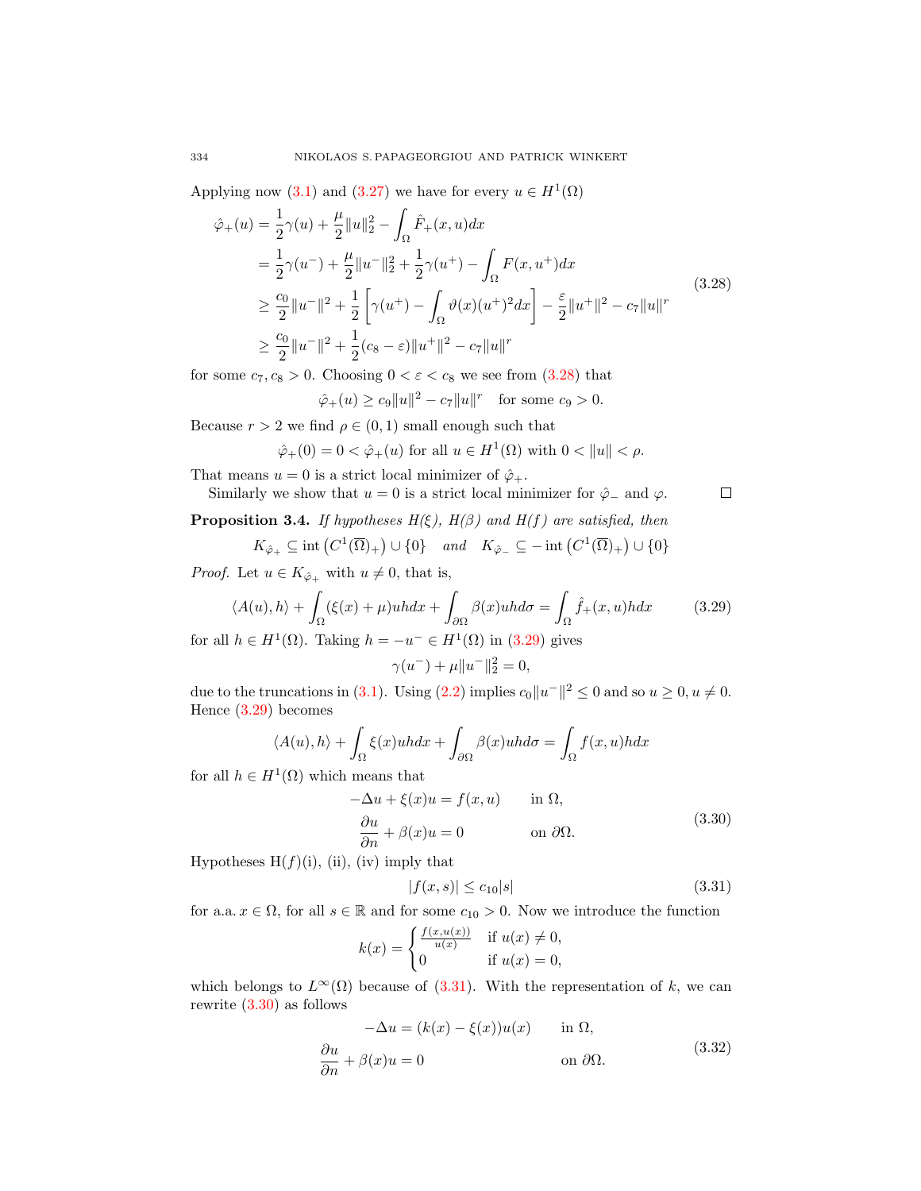Applying now (3.1) and (3.27) we have for every $u \in H^1(\Omega)$

$$
\begin{aligned}
\hat{\varphi}_+(u) &= \frac{1}{2}\gamma(u) + \frac{\mu}{2}\|u\|_2^2 - \int_\Omega \hat{F}_+(x,u)dx \\
&= \frac{1}{2}\gamma(u^-) + \frac{\mu}{2}\|u^-\|_2^2 + \frac{1}{2}\gamma(u^+) - \int_\Omega F(x,u^+)dx \\
&\geq \frac{c_0}{2}\|u^-\|^2 + \frac{1}{2}\left[\gamma(u^+) - \int_\Omega \vartheta(x)(u^+)^2 dx\right] - \frac{\varepsilon}{2}\|u^+\|^2 - c_7\|u\|^r \\
&\geq \frac{c_0}{2}\|u^-\|^2 + \frac{1}{2}(c_8 - \varepsilon)\|u^+\|^2 - c_7\|u\|^r
\end{aligned}
\tag{3.28}
$$

for some $c_7, c_8 > 0$. Choosing $0 < \varepsilon < c_8$ we see from (3.28) that

$$\hat{\varphi}_+(u) \geq c_9\|u\|^2 - c_7\|u\|^r \quad \text{for some } c_9 > 0.$$

Because $r > 2$ we find $\rho \in (0,1)$ small enough such that

$$\hat{\varphi}_+(0) = 0 < \hat{\varphi}_+(u) \text{ for all } u \in H^1(\Omega) \text{ with } 0 < \|u\| < \rho.$$

That means $u = 0$ is a strict local minimizer of $\hat{\varphi}_+$.

Similarly we show that $u = 0$ is a strict local minimizer for $\hat{\varphi}_-$ and $\varphi$. ∎

**Proposition 3.4.** *If hypotheses H($\xi$), H($\beta$) and H($f$) are satisfied, then*

$$K_{\hat{\varphi}_+} \subseteq \operatorname{int}\left(C^1(\overline{\Omega})_+\right) \cup \{0\} \quad \textit{and} \quad K_{\hat{\varphi}_-} \subseteq -\operatorname{int}\left(C^1(\overline{\Omega})_+\right) \cup \{0\}$$

*Proof.* Let $u \in K_{\hat{\varphi}_+}$ with $u \neq 0$, that is,

$$\langle A(u), h\rangle + \int_\Omega (\xi(x) + \mu)uh dx + \int_{\partial\Omega} \beta(x)uh d\sigma = \int_\Omega \hat{f}_+(x,u)h dx \tag{3.29}$$

for all $h \in H^1(\Omega)$. Taking $h = -u^- \in H^1(\Omega)$ in (3.29) gives

$$\gamma(u^-) + \mu\|u^-\|_2^2 = 0,$$

due to the truncations in (3.1). Using (2.2) implies $c_0\|u^-\|^2 \leq 0$ and so $u \geq 0, u \neq 0$. Hence (3.29) becomes

$$\langle A(u), h\rangle + \int_\Omega \xi(x)uh dx + \int_{\partial\Omega} \beta(x)uh d\sigma = \int_\Omega f(x,u)h dx$$

for all $h \in H^1(\Omega)$ which means that

$$
\begin{aligned}
-\Delta u + \xi(x)u &= f(x,u) && \text{in } \Omega, \\
\frac{\partial u}{\partial n} + \beta(x)u &= 0 && \text{on } \partial\Omega.
\end{aligned}
\tag{3.30}
$$

Hypotheses H($f$)(i), (ii), (iv) imply that

$$|f(x,s)| \leq c_{10}|s| \tag{3.31}$$

for a.a. $x \in \Omega$, for all $s \in \mathbb{R}$ and for some $c_{10} > 0$. Now we introduce the function

$$k(x) = \begin{cases} \frac{f(x,u(x))}{u(x)} & \text{if } u(x) \neq 0, \\ 0 & \text{if } u(x) = 0, \end{cases}$$

which belongs to $L^\infty(\Omega)$ because of (3.31). With the representation of $k$, we can rewrite (3.30) as follows

$$
\begin{aligned}
-\Delta u &= (k(x) - \xi(x))u(x) && \text{in } \Omega, \\
\frac{\partial u}{\partial n} + \beta(x)u &= 0 && \text{on } \partial\Omega.
\end{aligned}
\tag{3.32}
$$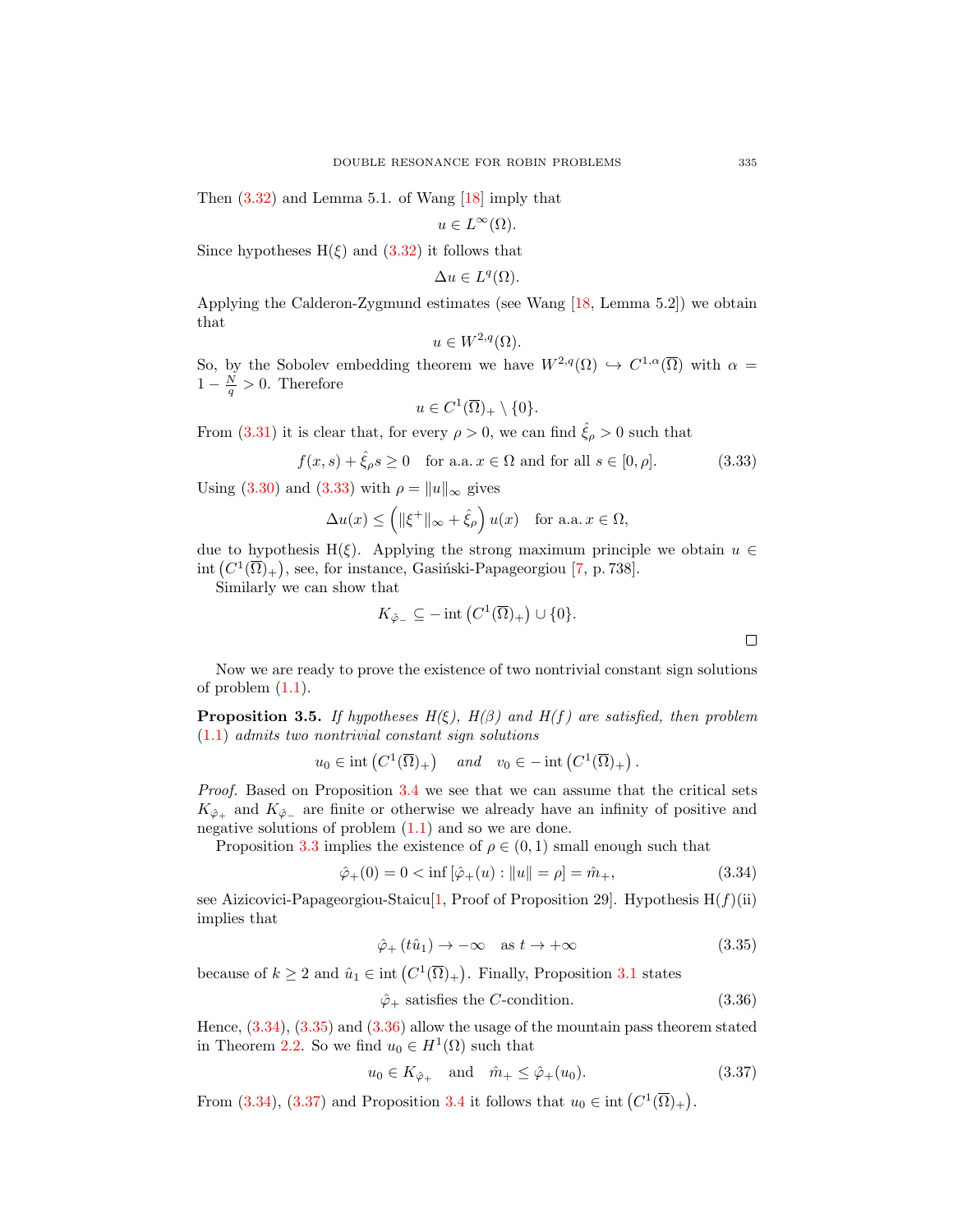Then (3.32) and Lemma 5.1. of Wang [18] imply that

$$u \in L^\infty(\Omega).$$

Since hypotheses H($\xi$) and (3.32) it follows that

$$\Delta u \in L^q(\Omega).$$

Applying the Calderon-Zygmund estimates (see Wang [18, Lemma 5.2]) we obtain that

$$u \in W^{2,q}(\Omega).$$

So, by the Sobolev embedding theorem we have $W^{2,q}(\Omega) \hookrightarrow C^{1,\alpha}(\overline{\Omega})$ with $\alpha = 1 - \frac{N}{q} > 0$. Therefore

$$u \in C^1(\overline{\Omega})_+ \setminus \{0\}.$$

From (3.31) it is clear that, for every $\rho > 0$, we can find $\hat{\xi}_\rho > 0$ such that

$$f(x,s) + \hat{\xi}_\rho s \geq 0 \quad \text{for a.a. } x \in \Omega \text{ and for all } s \in [0, \rho]. \tag{3.33}$$

Using (3.30) and (3.33) with $\rho = \|u\|_\infty$ gives

$$\Delta u(x) \leq \left( \|\xi^+\|_\infty + \hat{\xi}_\rho \right) u(x) \quad \text{for a.a. } x \in \Omega,$$

due to hypothesis H($\xi$). Applying the strong maximum principle we obtain $u \in \operatorname{int}\left(C^1(\overline{\Omega})_+\right)$, see, for instance, Gasiński-Papageorgiou [7, p. 738].

Similarly we can show that

$$K_{\hat{\varphi}_-} \subseteq -\operatorname{int}\left(C^1(\overline{\Omega})_+\right) \cup \{0\}.$$

$\square$

Now we are ready to prove the existence of two nontrivial constant sign solutions of problem (1.1).

**Proposition 3.5.** *If hypotheses H($\xi$), H($\beta$) and H($f$) are satisfied, then problem (1.1) admits two nontrivial constant sign solutions*

$$u_0 \in \operatorname{int}\left(C^1(\overline{\Omega})_+\right) \quad \text{and} \quad v_0 \in -\operatorname{int}\left(C^1(\overline{\Omega})_+\right).$$

*Proof.* Based on Proposition 3.4 we see that we can assume that the critical sets $K_{\hat{\varphi}_+}$ and $K_{\hat{\varphi}_-}$ are finite or otherwise we already have an infinity of positive and negative solutions of problem (1.1) and so we are done.

Proposition 3.3 implies the existence of $\rho \in (0,1)$ small enough such that

$$\hat{\varphi}_+(0) = 0 < \inf\left[\hat{\varphi}_+(u) : \|u\| = \rho\right] = \hat{m}_+, \tag{3.34}$$

see Aizicovici-Papageorgiou-Staicu[1, Proof of Proposition 29]. Hypothesis H($f$)(ii) implies that

$$\hat{\varphi}_+\left(t\hat{u}_1\right) \to -\infty \quad \text{as } t \to +\infty \tag{3.35}$$

because of $k \geq 2$ and $\hat{u}_1 \in \operatorname{int}\left(C^1(\overline{\Omega})_+\right)$. Finally, Proposition 3.1 states

$$\hat{\varphi}_+ \text{ satisfies the } C\text{-condition}. \tag{3.36}$$

Hence, (3.34), (3.35) and (3.36) allow the usage of the mountain pass theorem stated in Theorem 2.2. So we find $u_0 \in H^1(\Omega)$ such that

$$u_0 \in K_{\hat{\varphi}_+} \quad \text{and} \quad \hat{m}_+ \leq \hat{\varphi}_+(u_0). \tag{3.37}$$

From (3.34), (3.37) and Proposition 3.4 it follows that $u_0 \in \operatorname{int}\left(C^1(\overline{\Omega})_+\right)$.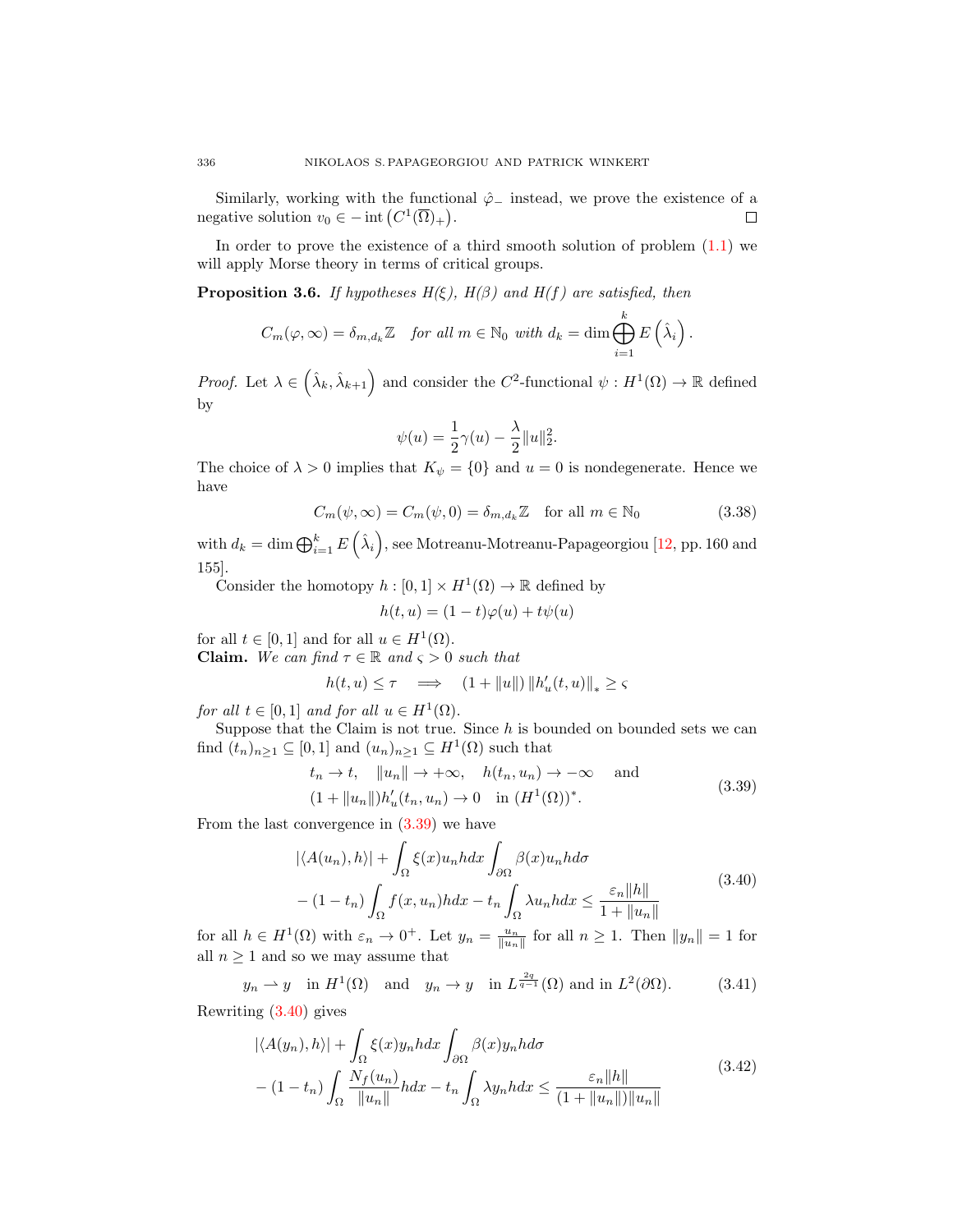Similarly, working with the functional $\hat{\varphi}_-$ instead, we prove the existence of a negative solution $v_0 \in -\operatorname{int}\left(C^1(\overline{\Omega})_+\right)$. $\square$

In order to prove the existence of a third smooth solution of problem (1.1) we will apply Morse theory in terms of critical groups.

**Proposition 3.6.** *If hypotheses H(ξ), H(β) and H(f) are satisfied, then*

$$C_m(\varphi, \infty) = \delta_{m,d_k}\mathbb{Z} \quad \textit{for all } m \in \mathbb{N}_0 \textit{ with } d_k = \dim \bigoplus_{i=1}^{k} E\left(\hat{\lambda}_i\right).$$

*Proof.* Let $\lambda \in \left(\hat{\lambda}_k, \hat{\lambda}_{k+1}\right)$ and consider the $C^2$-functional $\psi : H^1(\Omega) \to \mathbb{R}$ defined by

$$\psi(u) = \frac{1}{2}\gamma(u) - \frac{\lambda}{2}\|u\|_2^2.$$

The choice of $\lambda > 0$ implies that $K_\psi = \{0\}$ and $u = 0$ is nondegenerate. Hence we have

$$C_m(\psi, \infty) = C_m(\psi, 0) = \delta_{m,d_k}\mathbb{Z} \quad \text{for all } m \in \mathbb{N}_0 \tag{3.38}$$

with $d_k = \dim \bigoplus_{i=1}^{k} E\left(\hat{\lambda}_i\right)$, see Motreanu-Motreanu-Papageorgiou [12, pp. 160 and 155].

Consider the homotopy $h : [0,1] \times H^1(\Omega) \to \mathbb{R}$ defined by

$$h(t,u) = (1-t)\varphi(u) + t\psi(u)$$

for all $t \in [0,1]$ and for all $u \in H^1(\Omega)$.

**Claim.** *We can find $\tau \in \mathbb{R}$ and $\varsigma > 0$ such that*

$$h(t,u) \le \tau \quad \Longrightarrow \quad (1 + \|u\|)\,\|h'_u(t,u)\|_* \ge \varsigma$$

*for all $t \in [0,1]$ and for all $u \in H^1(\Omega)$.*

Suppose that the Claim is not true. Since $h$ is bounded on bounded sets we can find $(t_n)_{n\ge1} \subseteq [0,1]$ and $(u_n)_{n\ge1} \subseteq H^1(\Omega)$ such that

$$\begin{aligned}
&t_n \to t, \quad \|u_n\| \to +\infty, \quad h(t_n, u_n) \to -\infty \quad \text{ and}\\
&(1+\|u_n\|)h'_u(t_n,u_n) \to 0 \quad \text{in } (H^1(\Omega))^*.
\end{aligned} \tag{3.39}$$

From the last convergence in (3.39) we have

$$\begin{aligned}
&|\langle A(u_n), h\rangle| + \int_\Omega \xi(x) u_n h dx \int_{\partial\Omega} \beta(x) u_n h d\sigma\\
&- (1-t_n)\int_\Omega f(x,u_n) h dx - t_n \int_\Omega \lambda u_n h dx \le \frac{\varepsilon_n \|h\|}{1+\|u_n\|}
\end{aligned} \tag{3.40}$$

for all $h \in H^1(\Omega)$ with $\varepsilon_n \to 0^+$. Let $y_n = \frac{u_n}{\|u_n\|}$ for all $n \ge 1$. Then $\|y_n\| = 1$ for all $n \ge 1$ and so we may assume that

$$y_n \rightharpoonup y \quad \text{in } H^1(\Omega) \quad \text{and} \quad y_n \to y \quad \text{in } L^{\frac{2q}{q-1}}(\Omega) \text{ and in } L^2(\partial\Omega). \tag{3.41}$$

Rewriting (3.40) gives

$$\begin{aligned}
&|\langle A(y_n), h\rangle| + \int_\Omega \xi(x) y_n h dx \int_{\partial\Omega} \beta(x) y_n h d\sigma\\
&- (1-t_n)\int_\Omega \frac{N_f(u_n)}{\|u_n\|} h dx - t_n \int_\Omega \lambda y_n h dx \le \frac{\varepsilon_n \|h\|}{(1+\|u_n\|)\|u_n\|}
\end{aligned} \tag{3.42}$$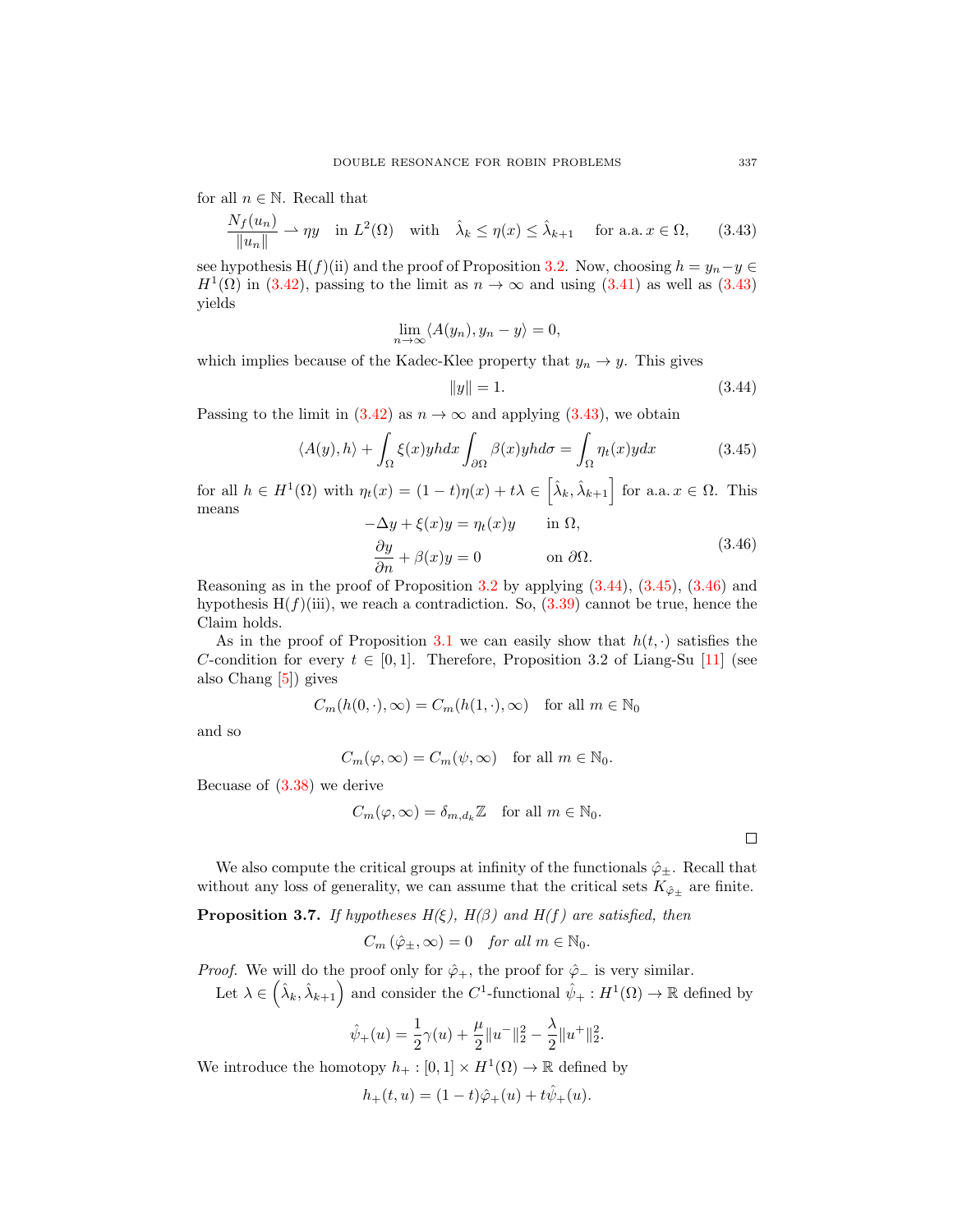for all $n \in \mathbb{N}$. Recall that

$$\frac{N_f(u_n)}{\|u_n\|} \rightharpoonup \eta y \quad \text{in } L^2(\Omega) \quad \text{with} \quad \hat{\lambda}_k \leq \eta(x) \leq \hat{\lambda}_{k+1} \quad \text{for a.a. } x \in \Omega, \tag{3.43}$$

see hypothesis H($f$)(ii) and the proof of Proposition 3.2. Now, choosing $h = y_n - y \in H^1(\Omega)$ in (3.42), passing to the limit as $n \to \infty$ and using (3.41) as well as (3.43) yields

$$\lim_{n\to\infty} \langle A(y_n), y_n - y\rangle = 0,$$

which implies because of the Kadec-Klee property that $y_n \to y$. This gives

$$\|y\| = 1. \tag{3.44}$$

Passing to the limit in (3.42) as $n \to \infty$ and applying (3.43), we obtain

$$\langle A(y), h\rangle + \int_\Omega \xi(x) y h dx \int_{\partial\Omega} \beta(x) y h d\sigma = \int_\Omega \eta_t(x) y dx \tag{3.45}$$

for all $h \in H^1(\Omega)$ with $\eta_t(x) = (1-t)\eta(x) + t\lambda \in \left[\hat{\lambda}_k, \hat{\lambda}_{k+1}\right]$ for a.a. $x \in \Omega$. This means

$$\begin{aligned} -\Delta y + \xi(x) y &= \eta_t(x) y \qquad \text{in } \Omega, \\ \frac{\partial y}{\partial n} + \beta(x) y &= 0 \qquad\qquad \text{on } \partial\Omega. \end{aligned} \tag{3.46}$$

Reasoning as in the proof of Proposition 3.2 by applying (3.44), (3.45), (3.46) and hypothesis H($f$)(iii), we reach a contradiction. So, (3.39) cannot be true, hence the Claim holds.

As in the proof of Proposition 3.1 we can easily show that $h(t, \cdot)$ satisfies the $C$-condition for every $t \in [0, 1]$. Therefore, Proposition 3.2 of Liang-Su [11] (see also Chang [5]) gives

$$C_m(h(0, \cdot), \infty) = C_m(h(1, \cdot), \infty) \quad \text{for all } m \in \mathbb{N}_0$$

and so

$$C_m(\varphi, \infty) = C_m(\psi, \infty) \quad \text{for all } m \in \mathbb{N}_0.$$

Becuase of (3.38) we derive

$$C_m(\varphi, \infty) = \delta_{m,d_k}\mathbb{Z} \quad \text{for all } m \in \mathbb{N}_0.$$

□

We also compute the critical groups at infinity of the functionals $\hat{\varphi}_\pm$. Recall that without any loss of generality, we can assume that the critical sets $K_{\hat{\varphi}_\pm}$ are finite.

**Proposition 3.7.** *If hypotheses H($\xi$), H($\beta$) and H($f$) are satisfied, then*

$$C_m\left(\hat{\varphi}_\pm, \infty\right) = 0 \quad \textit{for all } m \in \mathbb{N}_0.$$

*Proof.* We will do the proof only for $\hat{\varphi}_+$, the proof for $\hat{\varphi}_-$ is very similar.

Let $\lambda \in \left(\hat{\lambda}_k, \hat{\lambda}_{k+1}\right)$ and consider the $C^1$-functional $\hat{\psi}_+ : H^1(\Omega) \to \mathbb{R}$ defined by

$$\hat{\psi}_+(u) = \frac{1}{2}\gamma(u) + \frac{\mu}{2}\|u^-\|_2^2 - \frac{\lambda}{2}\|u^+\|_2^2.$$

We introduce the homotopy $h_+ : [0, 1] \times H^1(\Omega) \to \mathbb{R}$ defined by

$$h_+(t, u) = (1-t)\hat{\varphi}_+(u) + t\hat{\psi}_+(u).$$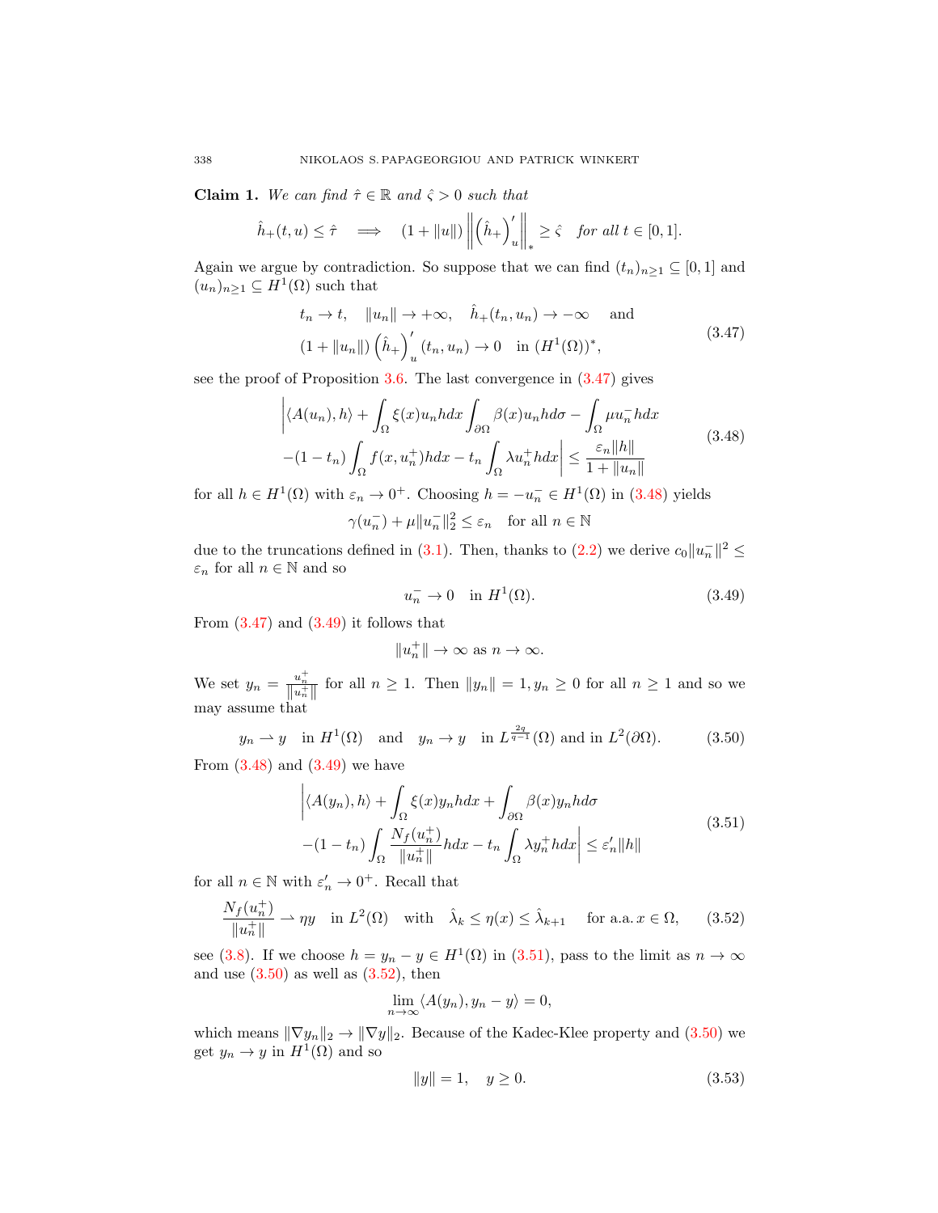**Claim 1.** *We can find $\hat{\tau} \in \mathbb{R}$ and $\hat{\varsigma} > 0$ such that*

$$\hat{h}_+(t,u) \leq \hat{\tau} \quad \Longrightarrow \quad (1+\|u\|) \left\| \left(\hat{h}_+\right)'_u \right\|_* \geq \hat{\varsigma} \quad \textit{for all } t \in [0,1].$$

Again we argue by contradiction. So suppose that we can find $(t_n)_{n\geq 1} \subseteq [0,1]$ and $(u_n)_{n\geq 1} \subseteq H^1(\Omega)$ such that

$$\begin{aligned}
&t_n \to t, \quad \|u_n\| \to +\infty, \quad \hat{h}_+(t_n,u_n) \to -\infty \quad \text{and} \\
&(1+\|u_n\|) \left(\hat{h}_+\right)'_u (t_n,u_n) \to 0 \quad \text{in } (H^1(\Omega))^*,
\end{aligned} \tag{3.47}$$

see the proof of Proposition 3.6. The last convergence in (3.47) gives

$$\begin{aligned}
&\left| \langle A(u_n),h\rangle + \int_\Omega \xi(x) u_n h dx \int_{\partial\Omega} \beta(x) u_n h d\sigma - \int_\Omega \mu u_n^- h dx \right. \\
&\left. -(1-t_n)\int_\Omega f(x,u_n^+) h dx - t_n \int_\Omega \lambda u_n^+ h dx \right| \leq \frac{\varepsilon_n \|h\|}{1+\|u_n\|}
\end{aligned} \tag{3.48}$$

for all $h \in H^1(\Omega)$ with $\varepsilon_n \to 0^+$. Choosing $h = -u_n^- \in H^1(\Omega)$ in (3.48) yields

$$\gamma(u_n^-) + \mu \|u_n^-\|_2^2 \leq \varepsilon_n \quad \text{for all } n \in \mathbb{N}$$

due to the truncations defined in (3.1). Then, thanks to (2.2) we derive $c_0 \|u_n^-\|^2 \leq \varepsilon_n$ for all $n \in \mathbb{N}$ and so

$$u_n^- \to 0 \quad \text{in } H^1(\Omega). \tag{3.49}$$

From (3.47) and (3.49) it follows that

$$\|u_n^+\| \to \infty \text{ as } n \to \infty.$$

We set $y_n = \frac{u_n^+}{\|u_n^+\|}$ for all $n \geq 1$. Then $\|y_n\| = 1, y_n \geq 0$ for all $n \geq 1$ and so we may assume that

$$y_n \rightharpoonup y \quad \text{in } H^1(\Omega) \quad \text{and} \quad y_n \to y \quad \text{in } L^{\frac{2q}{q-1}}(\Omega) \text{ and in } L^2(\partial\Omega). \tag{3.50}$$

From (3.48) and (3.49) we have

$$\begin{aligned}
&\left| \langle A(y_n),h\rangle + \int_\Omega \xi(x) y_n h dx + \int_{\partial\Omega} \beta(x) y_n h d\sigma \right. \\
&\left. -(1-t_n)\int_\Omega \frac{N_f(u_n^+)}{\|u_n^+\|} h dx - t_n \int_\Omega \lambda y_n^+ h dx \right| \leq \varepsilon_n' \|h\|
\end{aligned} \tag{3.51}$$

for all $n \in \mathbb{N}$ with $\varepsilon_n' \to 0^+$. Recall that

$$\frac{N_f(u_n^+)}{\|u_n^+\|} \rightharpoonup \eta y \quad \text{in } L^2(\Omega) \quad \text{with} \quad \hat{\lambda}_k \leq \eta(x) \leq \hat{\lambda}_{k+1} \quad \text{for a.a. } x \in \Omega, \tag{3.52}$$

see (3.8). If we choose $h = y_n - y \in H^1(\Omega)$ in (3.51), pass to the limit as $n \to \infty$ and use (3.50) as well as (3.52), then

$$\lim_{n\to\infty} \langle A(y_n), y_n - y\rangle = 0,$$

which means $\|\nabla y_n\|_2 \to \|\nabla y\|_2$. Because of the Kadec-Klee property and (3.50) we get $y_n \to y$ in $H^1(\Omega)$ and so

$$\|y\| = 1, \quad y \geq 0. \tag{3.53}$$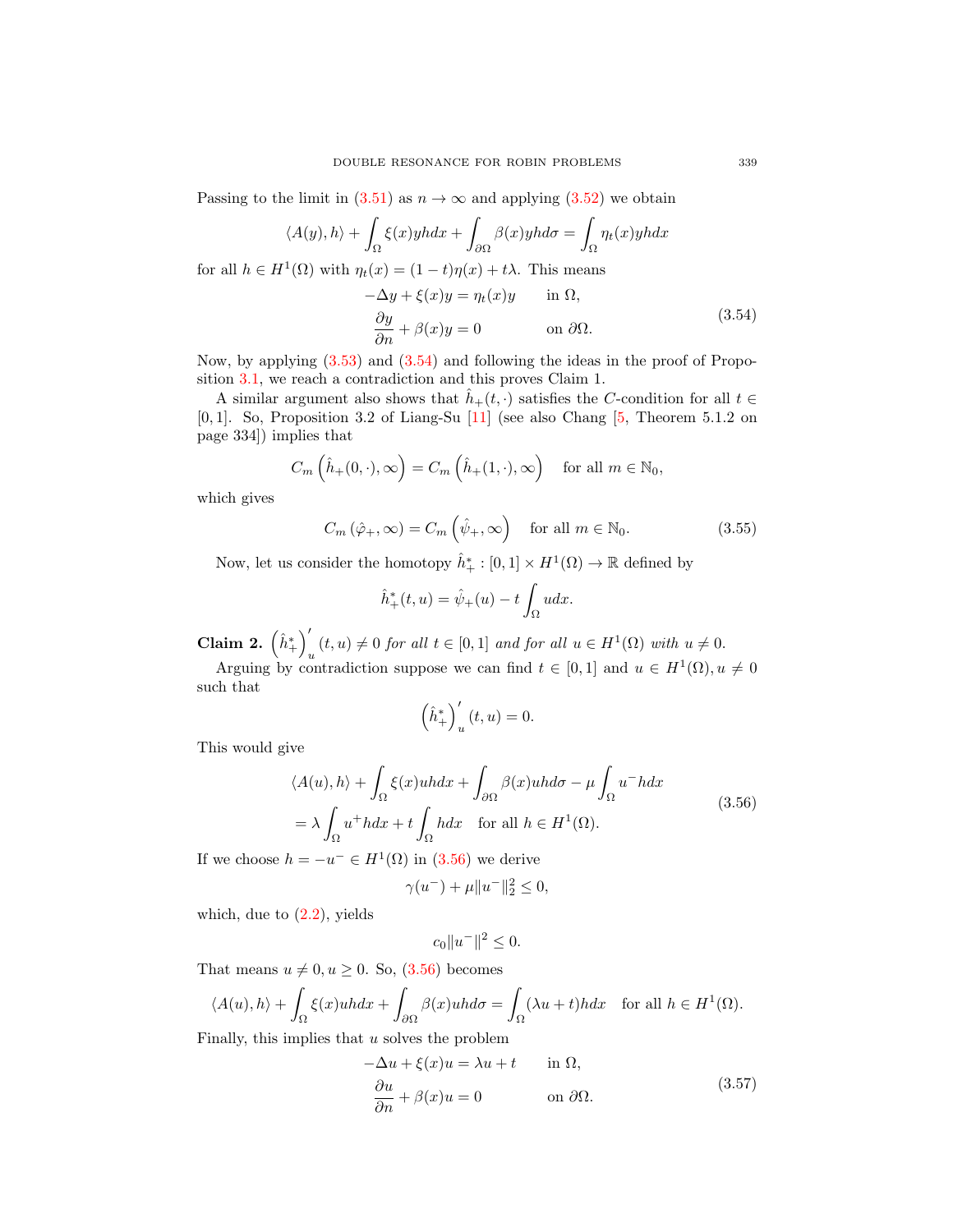Passing to the limit in (3.51) as $n \to \infty$ and applying (3.52) we obtain

$$\langle A(y), h\rangle + \int_\Omega \xi(x) y h dx + \int_{\partial\Omega} \beta(x) y h d\sigma = \int_\Omega \eta_t(x) y h dx$$

for all $h \in H^1(\Omega)$ with $\eta_t(x) = (1-t)\eta(x) + t\lambda$. This means

$$\begin{aligned} -\Delta y + \xi(x) y &= \eta_t(x) y \qquad \text{in } \Omega, \\ \frac{\partial y}{\partial n} + \beta(x) y &= 0 \qquad \text{on } \partial\Omega. \end{aligned} \tag{3.54}$$

Now, by applying (3.53) and (3.54) and following the ideas in the proof of Proposition 3.1, we reach a contradiction and this proves Claim 1.

A similar argument also shows that $\hat{h}_+(t,\cdot)$ satisfies the $C$-condition for all $t \in [0,1]$. So, Proposition 3.2 of Liang-Su [11] (see also Chang [5, Theorem 5.1.2 on page 334]) implies that

$$C_m\left(\hat{h}_+(0,\cdot), \infty\right) = C_m\left(\hat{h}_+(1,\cdot), \infty\right) \quad \text{for all } m \in \mathbb{N}_0,$$

which gives

$$C_m\left(\hat{\varphi}_+, \infty\right) = C_m\left(\hat{\psi}_+, \infty\right) \quad \text{for all } m \in \mathbb{N}_0. \tag{3.55}$$

Now, let us consider the homotopy $\hat{h}_+^* : [0,1] \times H^1(\Omega) \to \mathbb{R}$ defined by

$$\hat{h}_+^*(t,u) = \hat{\psi}_+(u) - t\int_\Omega u dx.$$

**Claim 2.** $\left(\hat{h}_+^*\right)_u'(t,u) \neq 0$ *for all* $t \in [0,1]$ *and for all* $u \in H^1(\Omega)$ *with* $u \neq 0$.

Arguing by contradiction suppose we can find $t \in [0,1]$ and $u \in H^1(\Omega), u \neq 0$ such that

$$\left(\hat{h}_+^*\right)_u'(t,u) = 0.$$

This would give

$$\begin{aligned} &\langle A(u), h\rangle + \int_\Omega \xi(x) u h dx + \int_{\partial\Omega} \beta(x) u h d\sigma - \mu\int_\Omega u^- h dx \\ &= \lambda\int_\Omega u^+ h dx + t\int_\Omega h dx \quad \text{for all } h \in H^1(\Omega). \end{aligned} \tag{3.56}$$

If we choose $h = -u^- \in H^1(\Omega)$ in (3.56) we derive

$$\gamma(u^-) + \mu\|u^-\|_2^2 \le 0,$$

which, due to (2.2), yields

$$c_0\|u^-\|^2 \le 0.$$

That means $u \neq 0, u \ge 0$. So, (3.56) becomes

$$\langle A(u), h\rangle + \int_\Omega \xi(x) u h dx + \int_{\partial\Omega} \beta(x) u h d\sigma = \int_\Omega (\lambda u + t) h dx \quad \text{for all } h \in H^1(\Omega).$$

Finally, this implies that $u$ solves the problem

$$\begin{aligned} -\Delta u + \xi(x) u &= \lambda u + t \qquad \text{in } \Omega, \\ \frac{\partial u}{\partial n} + \beta(x) u &= 0 \qquad \text{on } \partial\Omega. \end{aligned} \tag{3.57}$$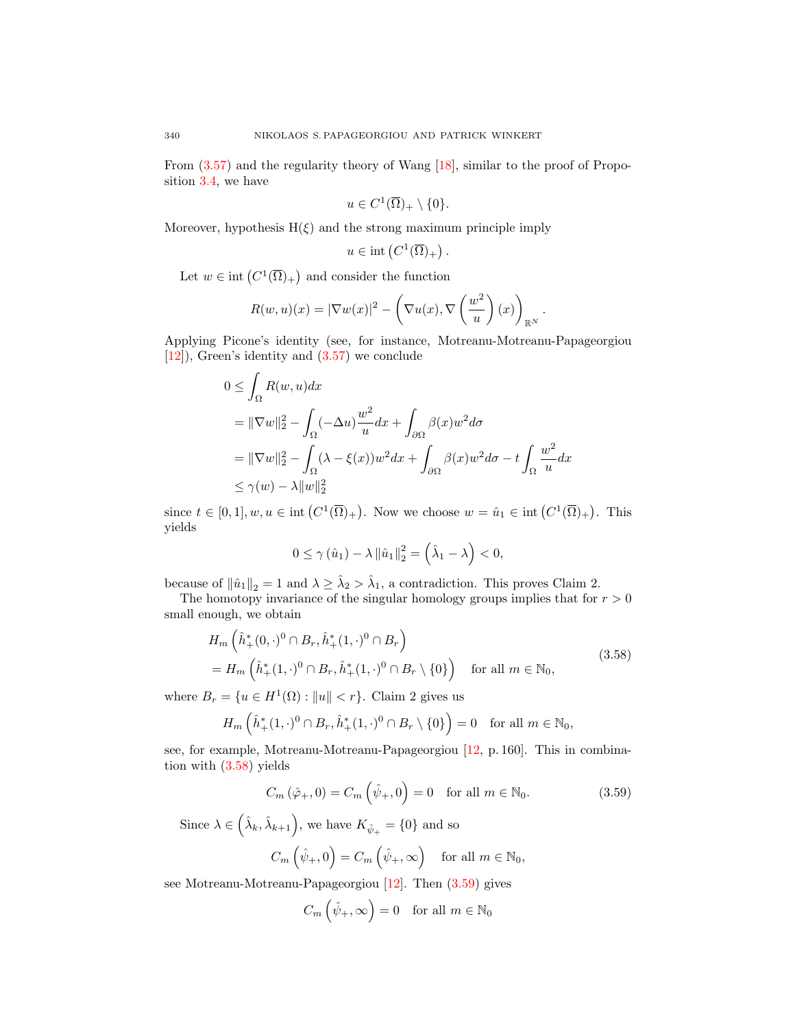From (3.57) and the regularity theory of Wang [18], similar to the proof of Proposition 3.4, we have

$$u \in C^1(\overline{\Omega})_+ \setminus \{0\}.$$

Moreover, hypothesis H($\xi$) and the strong maximum principle imply

$$u \in \operatorname{int}\left(C^1(\overline{\Omega})_+\right).$$

Let $w \in \operatorname{int}\left(C^1(\overline{\Omega})_+\right)$ and consider the function

$$R(w,u)(x) = |\nabla w(x)|^2 - \left(\nabla u(x), \nabla\left(\frac{w^2}{u}\right)(x)\right)_{\mathbb{R}^N}.$$

Applying Picone's identity (see, for instance, Motreanu-Motreanu-Papageorgiou [12]), Green's identity and (3.57) we conclude

$$\begin{aligned}
0 &\le \int_\Omega R(w,u)dx \\
&= \|\nabla w\|_2^2 - \int_\Omega (-\Delta u)\frac{w^2}{u}dx + \int_{\partial\Omega} \beta(x) w^2 d\sigma \\
&= \|\nabla w\|_2^2 - \int_\Omega (\lambda - \xi(x)) w^2 dx + \int_{\partial\Omega} \beta(x) w^2 d\sigma - t\int_\Omega \frac{w^2}{u}dx \\
&\le \gamma(w) - \lambda \|w\|_2^2
\end{aligned}$$

since $t \in [0,1], w, u \in \operatorname{int}\left(C^1(\overline{\Omega})_+\right)$. Now we choose $w = \hat{u}_1 \in \operatorname{int}\left(C^1(\overline{\Omega})_+\right)$. This yields

$$0 \le \gamma\left(\hat{u}_1\right) - \lambda \left\|\hat{u}_1\right\|_2^2 = \left(\hat{\lambda}_1 - \lambda\right) < 0,$$

because of $\left\|\hat{u}_1\right\|_2 = 1$ and $\lambda \ge \hat{\lambda}_2 > \hat{\lambda}_1$, a contradiction. This proves Claim 2.

The homotopy invariance of the singular homology groups implies that for $r > 0$ small enough, we obtain

$$\begin{aligned}
&H_m\left(\hat{h}_+^*(0,\cdot)^0 \cap B_r, \hat{h}_+^*(1,\cdot)^0 \cap B_r\right) \\
&= H_m\left(\hat{h}_+^*(1,\cdot)^0 \cap B_r, \hat{h}_+^*(1,\cdot)^0 \cap B_r \setminus \{0\}\right) \quad \text{for all } m \in \mathbb{N}_0,
\end{aligned} \tag{3.58}$$

where $B_r = \{u \in H^1(\Omega) : \|u\| < r\}$. Claim 2 gives us

$$H_m\left(\hat{h}_+^*(1,\cdot)^0 \cap B_r, \hat{h}_+^*(1,\cdot)^0 \cap B_r \setminus \{0\}\right) = 0 \quad \text{for all } m \in \mathbb{N}_0,$$

see, for example, Motreanu-Motreanu-Papageorgiou [12, p. 160]. This in combination with (3.58) yields

$$C_m\left(\hat{\varphi}_+, 0\right) = C_m\left(\hat{\psi}_+, 0\right) = 0 \quad \text{for all } m \in \mathbb{N}_0. \tag{3.59}$$

Since $\lambda \in \left(\hat{\lambda}_k, \hat{\lambda}_{k+1}\right)$, we have $K_{\hat{\psi}_+} = \{0\}$ and so

$$C_m\left(\hat{\psi}_+, 0\right) = C_m\left(\hat{\psi}_+, \infty\right) \quad \text{for all } m \in \mathbb{N}_0,$$

see Motreanu-Motreanu-Papageorgiou [12]. Then (3.59) gives

$$C_m\left(\hat{\psi}_+, \infty\right) = 0 \quad \text{for all } m \in \mathbb{N}_0$$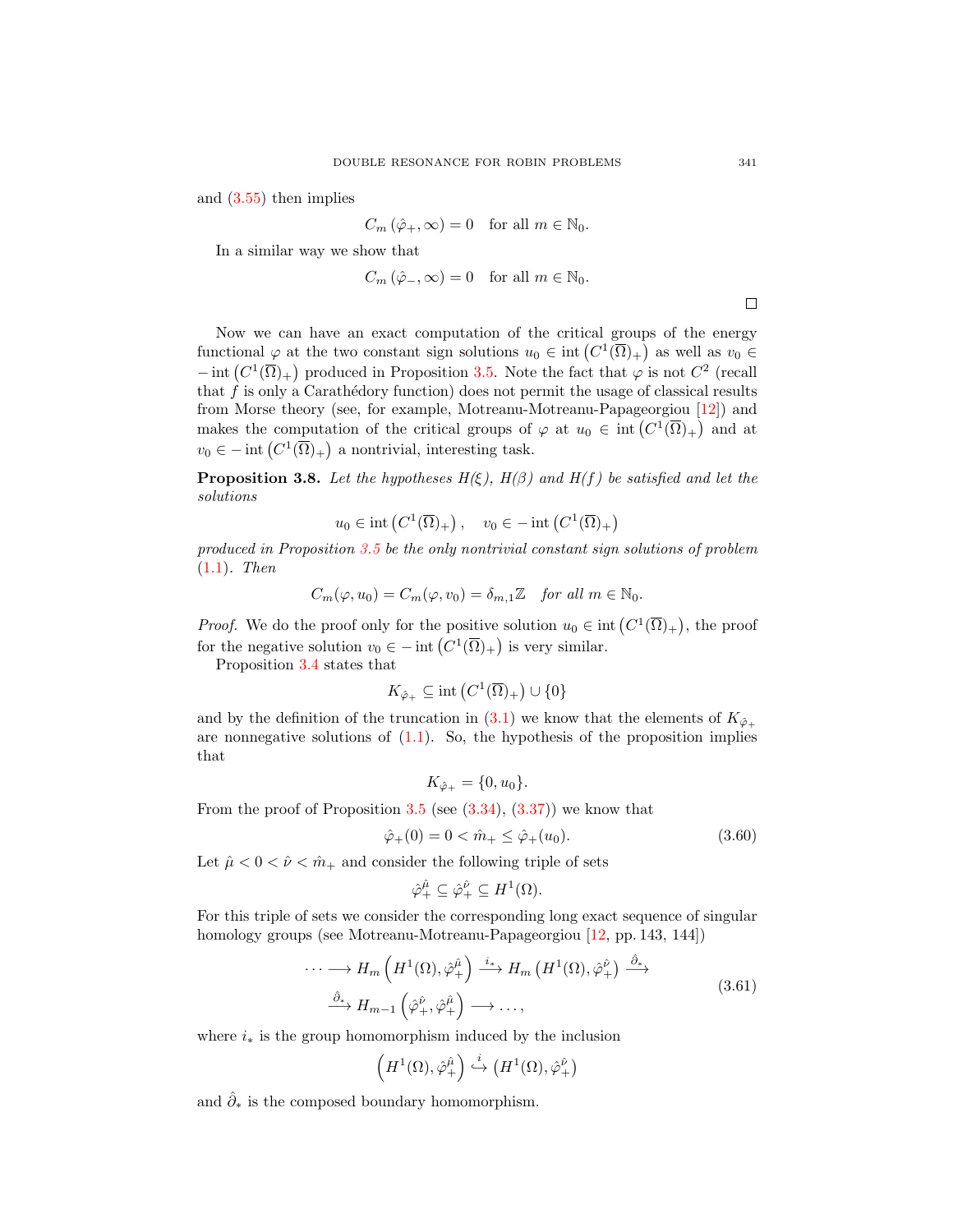and (3.55) then implies

$$C_m(\hat{\varphi}_+, \infty) = 0 \quad \text{for all } m \in \mathbb{N}_0.$$

In a similar way we show that

$$C_m(\hat{\varphi}_-, \infty) = 0 \quad \text{for all } m \in \mathbb{N}_0.$$

□

Now we can have an exact computation of the critical groups of the energy functional $\varphi$ at the two constant sign solutions $u_0 \in \operatorname{int}\left(C^1(\overline{\Omega})_+\right)$ as well as $v_0 \in -\operatorname{int}\left(C^1(\overline{\Omega})_+\right)$ produced in Proposition 3.5. Note the fact that $\varphi$ is not $C^2$ (recall that $f$ is only a Carathédory function) does not permit the usage of classical results from Morse theory (see, for example, Motreanu-Motreanu-Papageorgiou [12]) and makes the computation of the critical groups of $\varphi$ at $u_0 \in \operatorname{int}\left(C^1(\overline{\Omega})_+\right)$ and at $v_0 \in -\operatorname{int}\left(C^1(\overline{\Omega})_+\right)$ a nontrivial, interesting task.

**Proposition 3.8.** *Let the hypotheses H(ξ), H(β) and H(f) be satisfied and let the solutions*

$$u_0 \in \operatorname{int}\left(C^1(\overline{\Omega})_+\right), \quad v_0 \in -\operatorname{int}\left(C^1(\overline{\Omega})_+\right)$$

*produced in Proposition 3.5 be the only nontrivial constant sign solutions of problem (1.1). Then*

$$C_m(\varphi, u_0) = C_m(\varphi, v_0) = \delta_{m,1}\mathbb{Z} \quad \text{for all } m \in \mathbb{N}_0.$$

*Proof.* We do the proof only for the positive solution $u_0 \in \operatorname{int}\left(C^1(\overline{\Omega})_+\right)$, the proof for the negative solution $v_0 \in -\operatorname{int}\left(C^1(\overline{\Omega})_+\right)$ is very similar.

Proposition 3.4 states that

$$K_{\hat{\varphi}_+} \subseteq \operatorname{int}\left(C^1(\overline{\Omega})_+\right) \cup \{0\}$$

and by the definition of the truncation in (3.1) we know that the elements of $K_{\hat{\varphi}_+}$ are nonnegative solutions of (1.1). So, the hypothesis of the proposition implies that

$$K_{\hat{\varphi}_+} = \{0, u_0\}.$$

From the proof of Proposition 3.5 (see (3.34), (3.37)) we know that

$$\hat{\varphi}_+(0) = 0 < \hat{m}_+ \leq \hat{\varphi}_+(u_0). \tag{3.60}$$

Let $\hat{\mu} < 0 < \hat{\nu} < \hat{m}_+$ and consider the following triple of sets

$$\hat{\varphi}_+^{\hat{\mu}} \subseteq \hat{\varphi}_+^{\hat{\nu}} \subseteq H^1(\Omega).$$

For this triple of sets we consider the corresponding long exact sequence of singular homology groups (see Motreanu-Motreanu-Papageorgiou [12, pp. 143, 144])

$$\begin{aligned} \cdots \longrightarrow H_m\left(H^1(\Omega), \hat{\varphi}_+^{\hat{\mu}}\right) &\xrightarrow{i_*} H_m\left(H^1(\Omega), \hat{\varphi}_+^{\hat{\nu}}\right) \xrightarrow{\hat{\partial}_*} \\ &\xrightarrow{\hat{\partial}_*} H_{m-1}\left(\hat{\varphi}_+^{\hat{\nu}}, \hat{\varphi}_+^{\hat{\mu}}\right) \longrightarrow \ldots, \end{aligned} \tag{3.61}$$

where $i_*$ is the group homomorphism induced by the inclusion

$$\left(H^1(\Omega), \hat{\varphi}_+^{\hat{\mu}}\right) \xhookrightarrow{i} \left(H^1(\Omega), \hat{\varphi}_+^{\hat{\nu}}\right)$$

and $\hat{\partial}_*$ is the composed boundary homomorphism.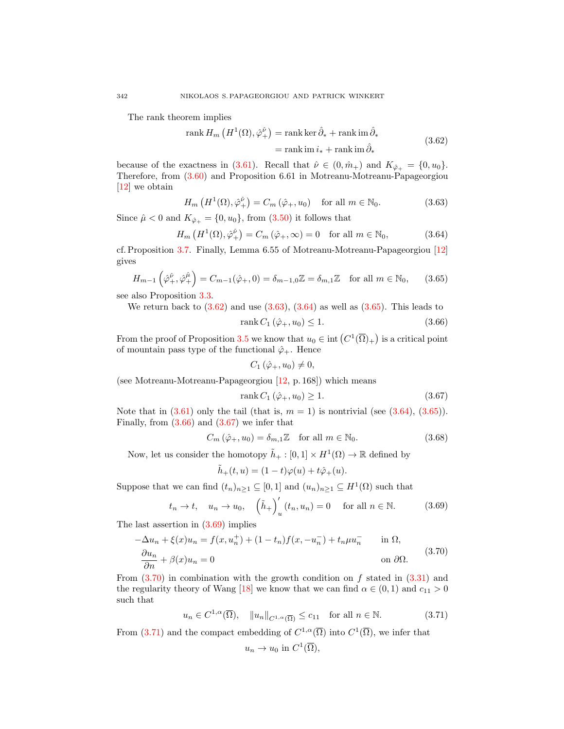The rank theorem implies

$$
\begin{aligned}
\operatorname{rank} H_m\left(H^1(\Omega), \hat{\varphi}_+^{\hat{\nu}}\right) &= \operatorname{rank} \ker \hat{\partial}_* + \operatorname{rank} \operatorname{im} \hat{\partial}_* \\
&= \operatorname{rank} \operatorname{im} i_* + \operatorname{rank} \operatorname{im} \hat{\partial}_*
\end{aligned}
\tag{3.62}
$$

because of the exactness in (3.61). Recall that $\hat{\nu} \in (0, \hat{m}_+)$ and $K_{\hat{\varphi}_+} = \{0, u_0\}$. Therefore, from (3.60) and Proposition 6.61 in Motreanu-Motreanu-Papageorgiou [12] we obtain

$$
H_m\left(H^1(\Omega), \hat{\varphi}_+^{\hat{\nu}}\right) = C_m\left(\hat{\varphi}_+, u_0\right) \quad \text{for all } m \in \mathbb{N}_0. \tag{3.63}
$$

Since $\hat{\mu} < 0$ and $K_{\hat{\varphi}_+} = \{0, u_0\}$, from (3.50) it follows that

$$
H_m\left(H^1(\Omega), \hat{\varphi}_+^{\hat{\nu}}\right) = C_m\left(\hat{\varphi}_+, \infty\right) = 0 \quad \text{for all } m \in \mathbb{N}_0, \tag{3.64}
$$

cf. Proposition 3.7. Finally, Lemma 6.55 of Motreanu-Motreanu-Papageorgiou [12] gives

$$
H_{m-1}\left(\hat{\varphi}_+^{\hat{\nu}}, \hat{\varphi}_+^{\hat{\mu}}\right) = C_{m-1}(\hat{\varphi}_+, 0) = \delta_{m-1,0}\mathbb{Z} = \delta_{m,1}\mathbb{Z} \quad \text{for all } m \in \mathbb{N}_0, \tag{3.65}
$$

see also Proposition 3.3.

We return back to (3.62) and use (3.63), (3.64) as well as (3.65). This leads to

$$
\operatorname{rank} C_1\left(\hat{\varphi}_+, u_0\right) \leq 1. \tag{3.66}
$$

From the proof of Proposition 3.5 we know that $u_0 \in \operatorname{int}\left(C^1(\overline{\Omega})_+\right)$ is a critical point of mountain pass type of the functional $\hat{\varphi}_+$. Hence

$$
C_1\left(\hat{\varphi}_+, u_0\right) \neq 0,
$$

(see Motreanu-Motreanu-Papageorgiou [12, p. 168]) which means

$$
\operatorname{rank} C_1\left(\hat{\varphi}_+, u_0\right) \geq 1. \tag{3.67}
$$

Note that in (3.61) only the tail (that is, $m = 1$) is nontrivial (see (3.64), (3.65)). Finally, from (3.66) and (3.67) we infer that

$$
C_m\left(\hat{\varphi}_+, u_0\right) = \delta_{m,1}\mathbb{Z} \quad \text{for all } m \in \mathbb{N}_0. \tag{3.68}
$$

Now, let us consider the homotopy $\tilde{h}_+ : [0,1] \times H^1(\Omega) \to \mathbb{R}$ defined by

$$
\tilde{h}_+(t, u) = (1-t)\varphi(u) + t\hat{\varphi}_+(u).
$$

Suppose that we can find $(t_n)_{n\geq 1} \subseteq [0,1]$ and $(u_n)_{n \geq 1} \subseteq H^1(\Omega)$ such that

$$
t_n \to t, \quad u_n \to u_0, \quad \left(\tilde{h}_+\right)_u'(t_n, u_n) = 0 \quad \text{for all } n \in \mathbb{N}. \tag{3.69}
$$

The last assertion in (3.69) implies

$$
\begin{aligned}
-\Delta u_n + \xi(x) u_n &= f(x, u_n^+) + (1-t_n) f(x, -u_n^-) + t_n \mu u_n^- \qquad &&\text{in } \Omega, \\
\frac{\partial u_n}{\partial n} + \beta(x) u_n &= 0 &&\text{on } \partial\Omega.
\end{aligned}
\tag{3.70}
$$

From (3.70) in combination with the growth condition on $f$ stated in (3.31) and the regularity theory of Wang [18] we know that we can find $\alpha \in (0,1)$ and $c_{11} > 0$ such that

$$
u_n \in C^{1,\alpha}(\overline{\Omega}), \quad \|u_n\|_{C^{1,\alpha}(\overline{\Omega})} \leq c_{11} \quad \text{for all } n \in \mathbb{N}. \tag{3.71}
$$

From (3.71) and the compact embedding of $C^{1,\alpha}(\overline{\Omega})$ into $C^1(\overline{\Omega})$, we infer that

$$
u_n \to u_0 \text{ in } C^1(\overline{\Omega}),
$$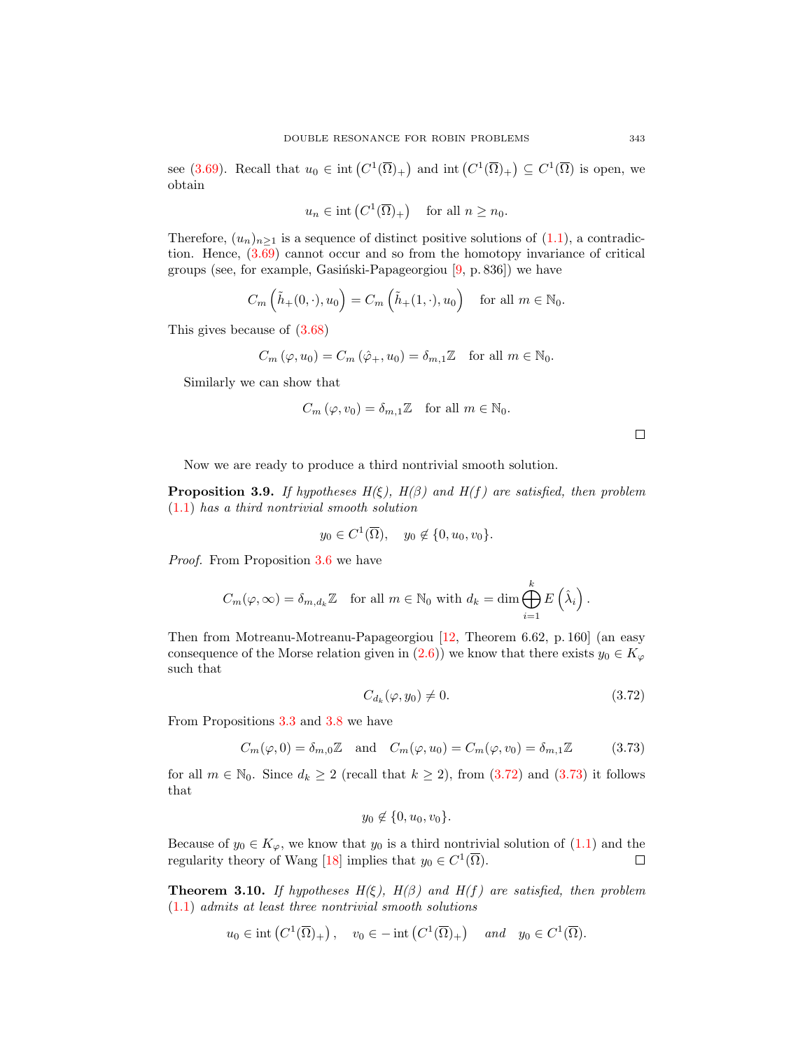see (3.69). Recall that $u_0 \in \operatorname{int}\left(C^1(\overline{\Omega})_+\right)$ and $\operatorname{int}\left(C^1(\overline{\Omega})_+\right) \subseteq C^1(\overline{\Omega})$ is open, we obtain

$$u_n \in \operatorname{int}\left(C^1(\overline{\Omega})_+\right) \quad \text{for all } n \geq n_0.$$

Therefore, $(u_n)_{n\geq 1}$ is a sequence of distinct positive solutions of (1.1), a contradiction. Hence, (3.69) cannot occur and so from the homotopy invariance of critical groups (see, for example, Gasiński-Papageorgiou [9, p. 836]) we have

$$C_m\left(\tilde{h}_+(0,\cdot), u_0\right) = C_m\left(\tilde{h}_+(1,\cdot), u_0\right) \quad \text{for all } m \in \mathbb{N}_0.$$

This gives because of (3.68)

$$C_m\left(\varphi, u_0\right) = C_m\left(\hat{\varphi}_+, u_0\right) = \delta_{m,1}\mathbb{Z} \quad \text{for all } m \in \mathbb{N}_0.$$

Similarly we can show that

$$C_m\left(\varphi, v_0\right) = \delta_{m,1}\mathbb{Z} \quad \text{for all } m \in \mathbb{N}_0.$$

□

Now we are ready to produce a third nontrivial smooth solution.

**Proposition 3.9.** *If hypotheses H(ξ), H(β) and H(f) are satisfied, then problem* (1.1) *has a third nontrivial smooth solution*

$$y_0 \in C^1(\overline{\Omega}), \quad y_0 \notin \{0, u_0, v_0\}.$$

*Proof.* From Proposition 3.6 we have

$$C_m(\varphi, \infty) = \delta_{m,d_k}\mathbb{Z} \quad \text{for all } m \in \mathbb{N}_0 \text{ with } d_k = \dim \bigoplus_{i=1}^{k} E\left(\hat{\lambda}_i\right).$$

Then from Motreanu-Motreanu-Papageorgiou [12, Theorem 6.62, p. 160] (an easy consequence of the Morse relation given in (2.6)) we know that there exists $y_0 \in K_\varphi$ such that

$$C_{d_k}(\varphi, y_0) \neq 0. \tag{3.72}$$

From Propositions 3.3 and 3.8 we have

$$C_m(\varphi, 0) = \delta_{m,0}\mathbb{Z} \quad \text{and} \quad C_m(\varphi, u_0) = C_m(\varphi, v_0) = \delta_{m,1}\mathbb{Z} \tag{3.73}$$

for all $m \in \mathbb{N}_0$. Since $d_k \geq 2$ (recall that $k \geq 2$), from (3.72) and (3.73) it follows that

$$y_0 \notin \{0, u_0, v_0\}.$$

Because of $y_0 \in K_\varphi$, we know that $y_0$ is a third nontrivial solution of (1.1) and the regularity theory of Wang [18] implies that $y_0 \in C^1(\overline{\Omega})$. □

**Theorem 3.10.** *If hypotheses H(ξ), H(β) and H(f) are satisfied, then problem* (1.1) *admits at least three nontrivial smooth solutions*

$$u_0 \in \operatorname{int}\left(C^1(\overline{\Omega})_+\right), \quad v_0 \in -\operatorname{int}\left(C^1(\overline{\Omega})_+\right) \quad \text{and} \quad y_0 \in C^1(\overline{\Omega}).$$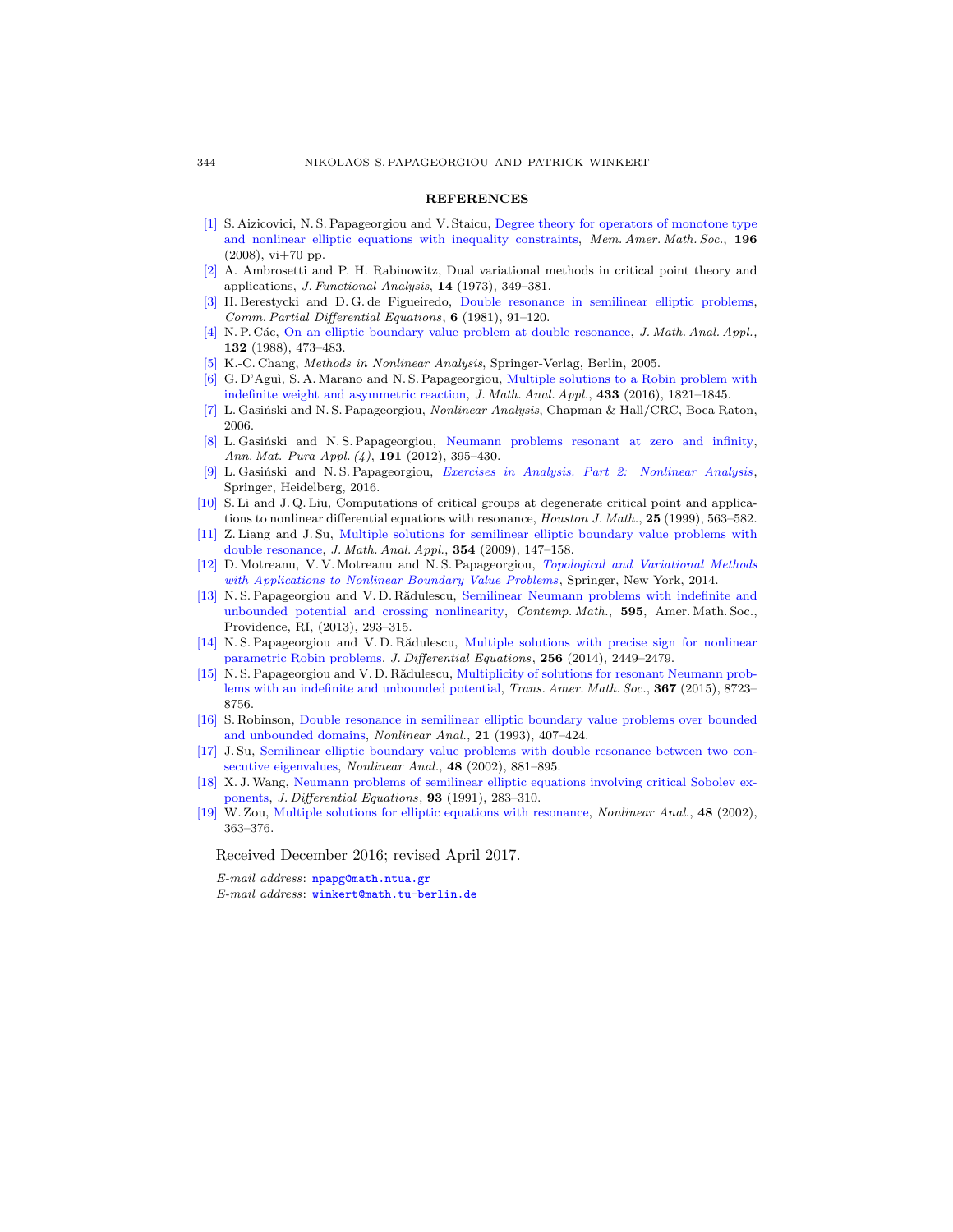## REFERENCES

[1] S. Aizicovici, N. S. Papageorgiou and V. Staicu, Degree theory for operators of monotone type and nonlinear elliptic equations with inequality constraints, *Mem. Amer. Math. Soc.*, **196** (2008), vi+70 pp.

[2] A. Ambrosetti and P. H. Rabinowitz, Dual variational methods in critical point theory and applications, *J. Functional Analysis*, **14** (1973), 349–381.

[3] H. Berestycki and D. G. de Figueiredo, Double resonance in semilinear elliptic problems, *Comm. Partial Differential Equations*, **6** (1981), 91–120.

[4] N. P. Các, On an elliptic boundary value problem at double resonance, *J. Math. Anal. Appl.*, **132** (1988), 473–483.

[5] K.-C. Chang, *Methods in Nonlinear Analysis*, Springer-Verlag, Berlin, 2005.

[6] G. D'Aguì, S. A. Marano and N. S. Papageorgiou, Multiple solutions to a Robin problem with indefinite weight and asymmetric reaction, *J. Math. Anal. Appl.*, **433** (2016), 1821–1845.

[7] L. Gasiński and N. S. Papageorgiou, *Nonlinear Analysis*, Chapman & Hall/CRC, Boca Raton, 2006.

[8] L. Gasiński and N. S. Papageorgiou, Neumann problems resonant at zero and infinity, *Ann. Mat. Pura Appl. (4)*, **191** (2012), 395–430.

[9] L. Gasiński and N. S. Papageorgiou, *Exercises in Analysis. Part 2: Nonlinear Analysis*, Springer, Heidelberg, 2016.

[10] S. Li and J. Q. Liu, Computations of critical groups at degenerate critical point and applications to nonlinear differential equations with resonance, *Houston J. Math.*, **25** (1999), 563–582.

[11] Z. Liang and J. Su, Multiple solutions for semilinear elliptic boundary value problems with double resonance, *J. Math. Anal. Appl.*, **354** (2009), 147–158.

[12] D. Motreanu, V. V. Motreanu and N. S. Papageorgiou, *Topological and Variational Methods with Applications to Nonlinear Boundary Value Problems*, Springer, New York, 2014.

[13] N. S. Papageorgiou and V. D. Rădulescu, Semilinear Neumann problems with indefinite and unbounded potential and crossing nonlinearity, *Contemp. Math.*, **595**, Amer. Math. Soc., Providence, RI, (2013), 293–315.

[14] N. S. Papageorgiou and V. D. Rădulescu, Multiple solutions with precise sign for nonlinear parametric Robin problems, *J. Differential Equations*, **256** (2014), 2449–2479.

[15] N. S. Papageorgiou and V. D. Rădulescu, Multiplicity of solutions for resonant Neumann problems with an indefinite and unbounded potential, *Trans. Amer. Math. Soc.*, **367** (2015), 8723–8756.

[16] S. Robinson, Double resonance in semilinear elliptic boundary value problems over bounded and unbounded domains, *Nonlinear Anal.*, **21** (1993), 407–424.

[17] J. Su, Semilinear elliptic boundary value problems with double resonance between two consecutive eigenvalues, *Nonlinear Anal.*, **48** (2002), 881–895.

[18] X. J. Wang, Neumann problems of semilinear elliptic equations involving critical Sobolev exponents, *J. Differential Equations*, **93** (1991), 283–310.

[19] W. Zou, Multiple solutions for elliptic equations with resonance, *Nonlinear Anal.*, **48** (2002), 363–376.

Received December 2016; revised April 2017.

*E-mail address*: npapg@math.ntua.gr
*E-mail address*: winkert@math.tu-berlin.de